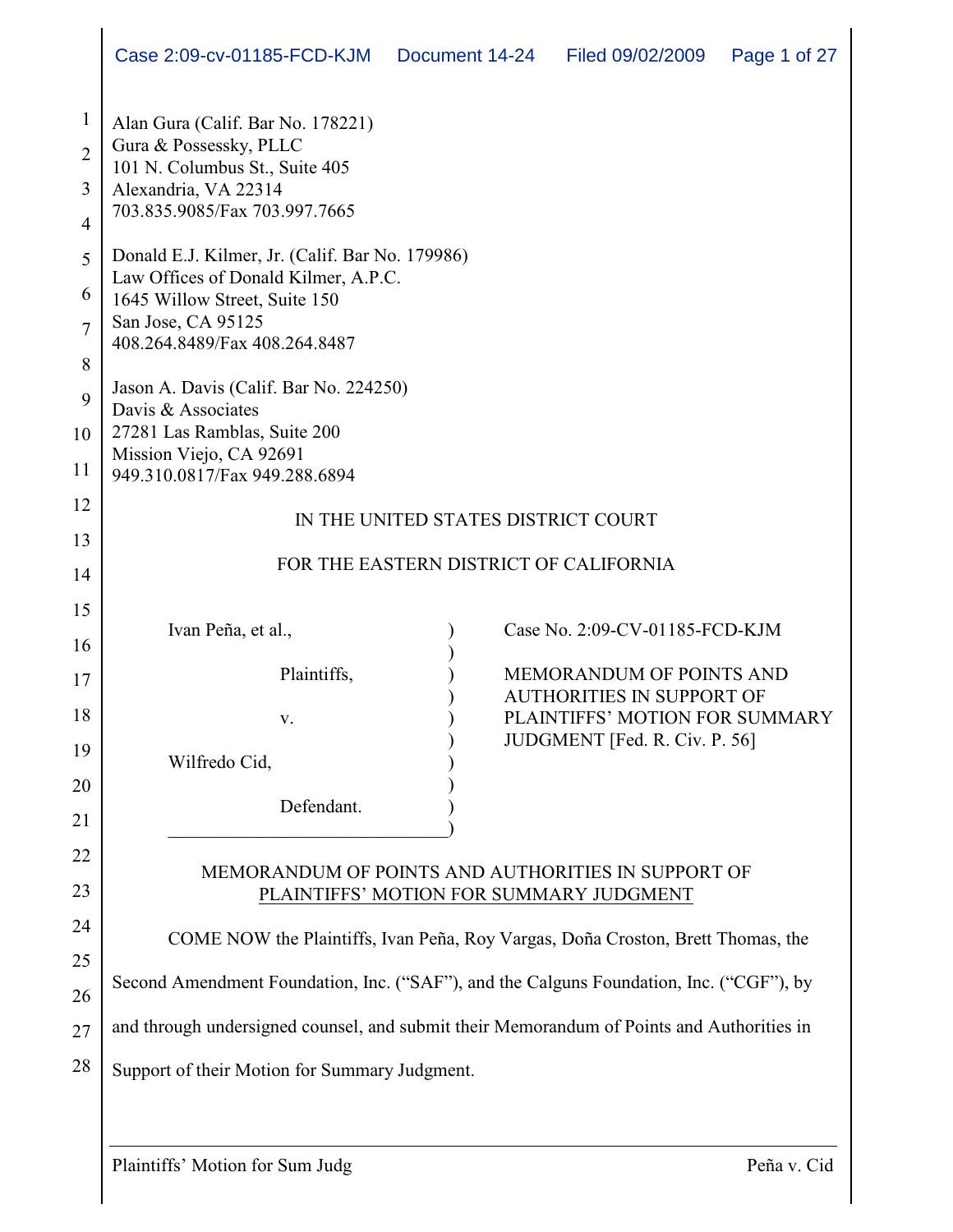Alan Gura (Calif. Bar No. 178221)
Gura & Possessky, PLLC
101 N. Columbus St., Suite 405
Alexandria, VA 22314
703.835.9085/Fax 703.997.7665

Donald E.J. Kilmer, Jr. (Calif. Bar No. 179986)
Law Offices of Donald Kilmer, A.P.C.
1645 Willow Street, Suite 150
San Jose, CA 95125
408.264.8489/Fax 408.264.8487

Jason A. Davis (Calif. Bar No. 224250)
Davis & Associates
27281 Las Ramblas, Suite 200
Mission Viejo, CA 92691
949.310.0817/Fax 949.288.6894

IN THE UNITED STATES DISTRICT COURT

FOR THE EASTERN DISTRICT OF CALIFORNIA

| | |
|---|---|
| Ivan Peña, et al.,<br><br>Plaintiffs,<br><br>v.<br><br>Wilfredo Cid,<br><br>Defendant. | Case No. 2:09-CV-01185-FCD-KJM<br><br>MEMORANDUM OF POINTS AND AUTHORITIES IN SUPPORT OF PLAINTIFFS' MOTION FOR SUMMARY JUDGMENT [Fed. R. Civ. P. 56] |

MEMORANDUM OF POINTS AND AUTHORITIES IN SUPPORT OF
PLAINTIFFS' MOTION FOR SUMMARY JUDGMENT

COME NOW the Plaintiffs, Ivan Peña, Roy Vargas, Doña Croston, Brett Thomas, the Second Amendment Foundation, Inc. ("SAF"), and the Calguns Foundation, Inc. ("CGF"), by and through undersigned counsel, and submit their Memorandum of Points and Authorities in Support of their Motion for Summary Judgment.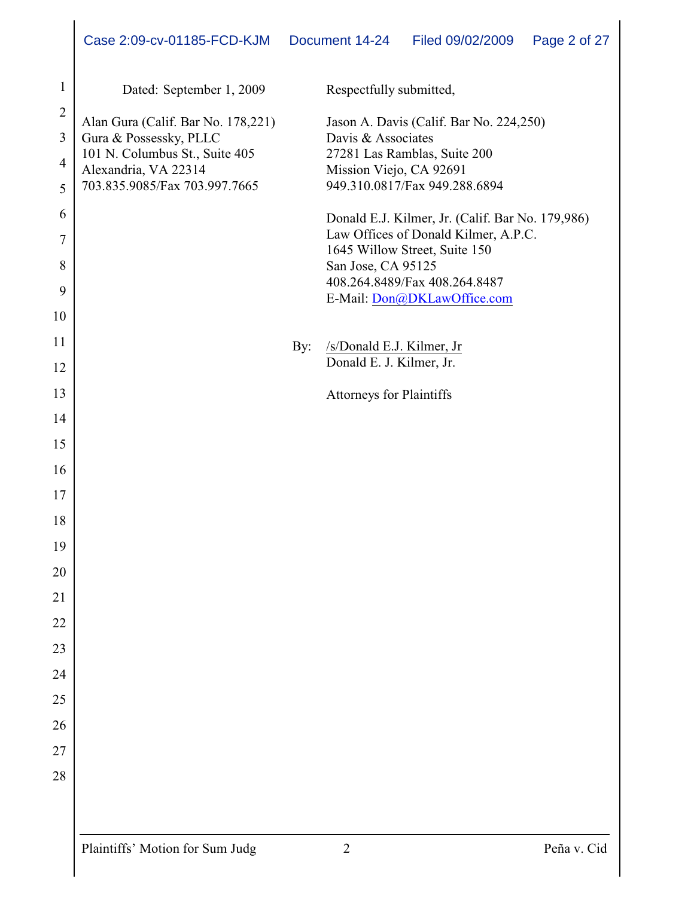Dated: September 1, 2009

Respectfully submitted,

Alan Gura (Calif. Bar No. 178,221)
Gura & Possessky, PLLC
101 N. Columbus St., Suite 405
Alexandria, VA 22314
703.835.9085/Fax 703.997.7665

Jason A. Davis (Calif. Bar No. 224,250)
Davis & Associates
27281 Las Ramblas, Suite 200
Mission Viejo, CA 92691
949.310.0817/Fax 949.288.6894

Donald E.J. Kilmer, Jr. (Calif. Bar No. 179,986)
Law Offices of Donald Kilmer, A.P.C.
1645 Willow Street, Suite 150
San Jose, CA 95125
408.264.8489/Fax 408.264.8487
E-Mail: Don@DKLawOffice.com

By: /s/Donald E.J. Kilmer, Jr
Donald E. J. Kilmer, Jr.

Attorneys for Plaintiffs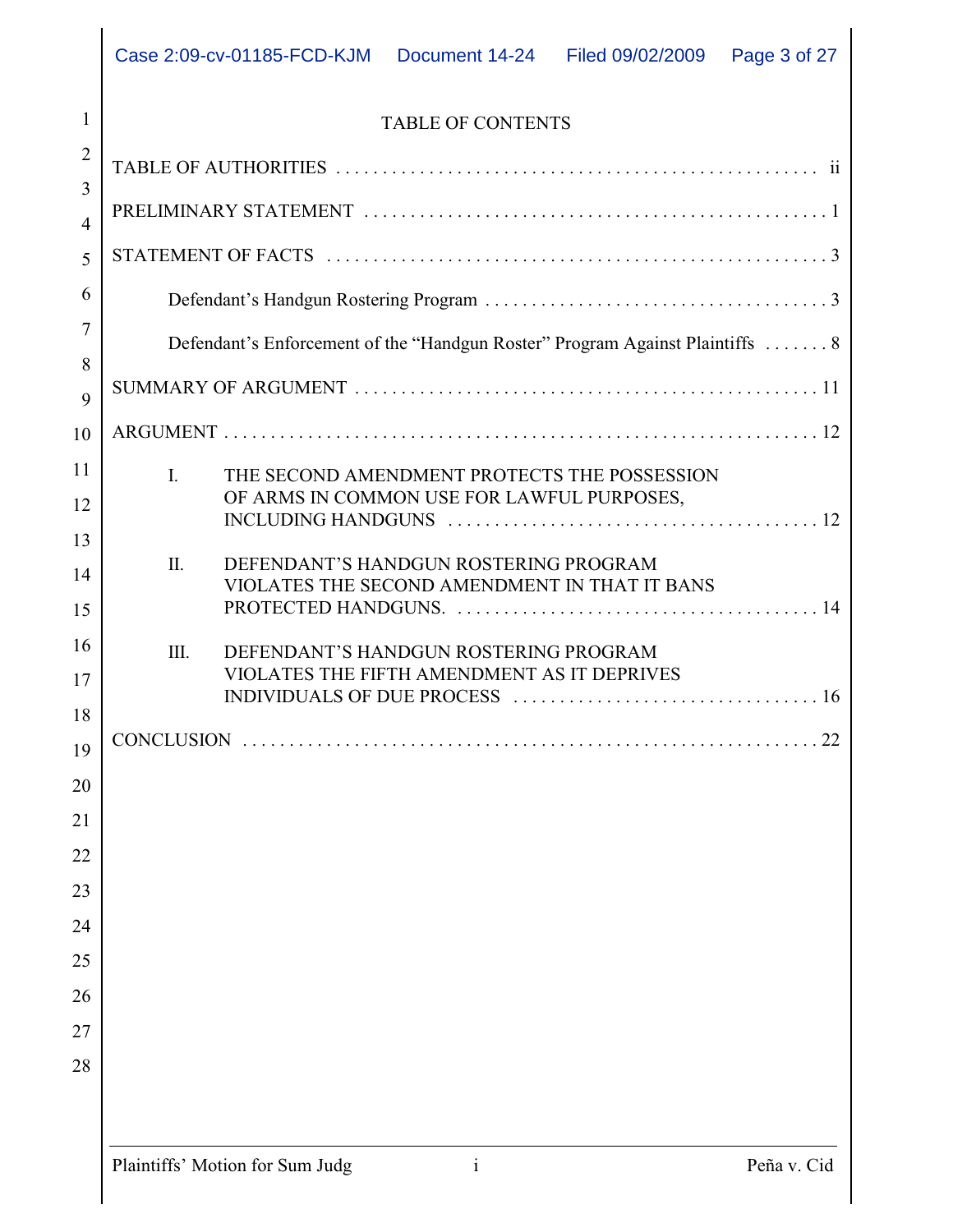# TABLE OF CONTENTS

TABLE OF AUTHORITIES . . . . . . . . . . . . . . . . . . . . . . . . . . . . . . . . . . . . . . . . . . . . . . . . . . ii

PRELIMINARY STATEMENT . . . . . . . . . . . . . . . . . . . . . . . . . . . . . . . . . . . . . . . . . . . . . . . 1

STATEMENT OF FACTS . . . . . . . . . . . . . . . . . . . . . . . . . . . . . . . . . . . . . . . . . . . . . . . . . . 3

Defendant's Handgun Rostering Program . . . . . . . . . . . . . . . . . . . . . . . . . . . . . . . . . . . . . 3

Defendant's Enforcement of the "Handgun Roster" Program Against Plaintiffs . . . . . . . 8

SUMMARY OF ARGUMENT . . . . . . . . . . . . . . . . . . . . . . . . . . . . . . . . . . . . . . . . . . . . . . 11

ARGUMENT . . . . . . . . . . . . . . . . . . . . . . . . . . . . . . . . . . . . . . . . . . . . . . . . . . . . . . . . . . 12

I. THE SECOND AMENDMENT PROTECTS THE POSSESSION OF ARMS IN COMMON USE FOR LAWFUL PURPOSES, INCLUDING HANDGUNS . . . . . . . . . . . . . . . . . . . . . . . . . . . . . . . . . . . . . . . 12

II. DEFENDANT'S HANDGUN ROSTERING PROGRAM VIOLATES THE SECOND AMENDMENT IN THAT IT BANS PROTECTED HANDGUNS. . . . . . . . . . . . . . . . . . . . . . . . . . . . . . . . . . . . . . . 14

III. DEFENDANT'S HANDGUN ROSTERING PROGRAM VIOLATES THE FIFTH AMENDMENT AS IT DEPRIVES INDIVIDUALS OF DUE PROCESS . . . . . . . . . . . . . . . . . . . . . . . . . . . . . . . . . 16

CONCLUSION . . . . . . . . . . . . . . . . . . . . . . . . . . . . . . . . . . . . . . . . . . . . . . . . . . . . . . . . . 22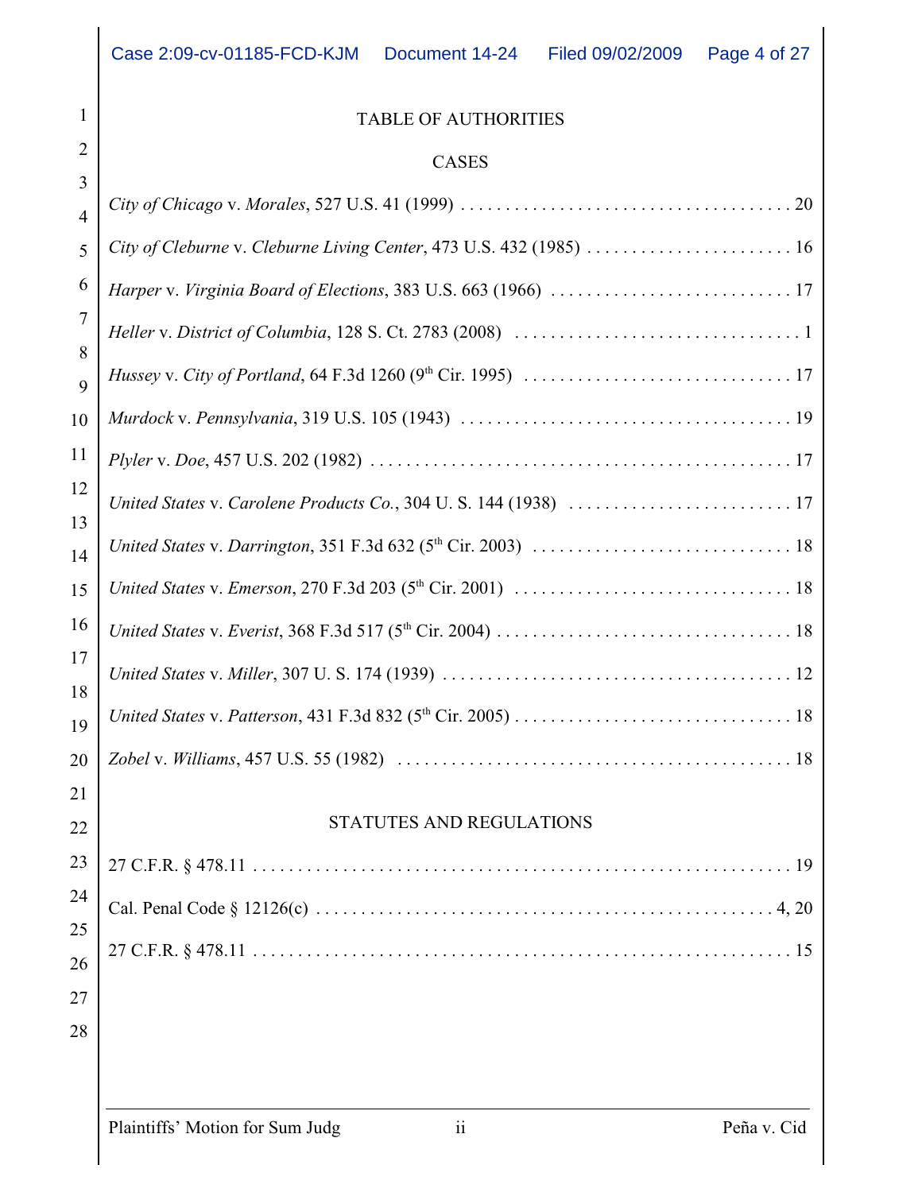# TABLE OF AUTHORITIES

## CASES

*City of Chicago* v. *Morales*, 527 U.S. 41 (1999) . . . . . . . . . . 20

*City of Cleburne* v. *Cleburne Living Center*, 473 U.S. 432 (1985) . . . . . . . . . . 16

*Harper* v. *Virginia Board of Elections*, 383 U.S. 663 (1966) . . . . . . . . . . 17

*Heller* v. *District of Columbia*, 128 S. Ct. 2783 (2008) . . . . . . . . . . 1

*Hussey* v. *City of Portland*, 64 F.3d 1260 (9th Cir. 1995) . . . . . . . . . . 17

*Murdock* v. *Pennsylvania*, 319 U.S. 105 (1943) . . . . . . . . . . 19

*Plyler* v. *Doe*, 457 U.S. 202 (1982) . . . . . . . . . . 17

*United States* v. *Carolene Products Co.*, 304 U. S. 144 (1938) . . . . . . . . . . 17

*United States* v. *Darrington*, 351 F.3d 632 (5th Cir. 2003) . . . . . . . . . . 18

*United States* v. *Emerson*, 270 F.3d 203 (5th Cir. 2001) . . . . . . . . . . 18

*United States* v. *Everist*, 368 F.3d 517 (5th Cir. 2004) . . . . . . . . . . 18

*United States* v. *Miller*, 307 U. S. 174 (1939) . . . . . . . . . . 12

*United States* v. *Patterson*, 431 F.3d 832 (5th Cir. 2005) . . . . . . . . . . 18

*Zobel* v. *Williams*, 457 U.S. 55 (1982) . . . . . . . . . . 18

## STATUTES AND REGULATIONS

27 C.F.R. § 478.11 . . . . . . . . . . 19

Cal. Penal Code § 12126(c) . . . . . . . . . . 4, 20

27 C.F.R. § 478.11 . . . . . . . . . . 15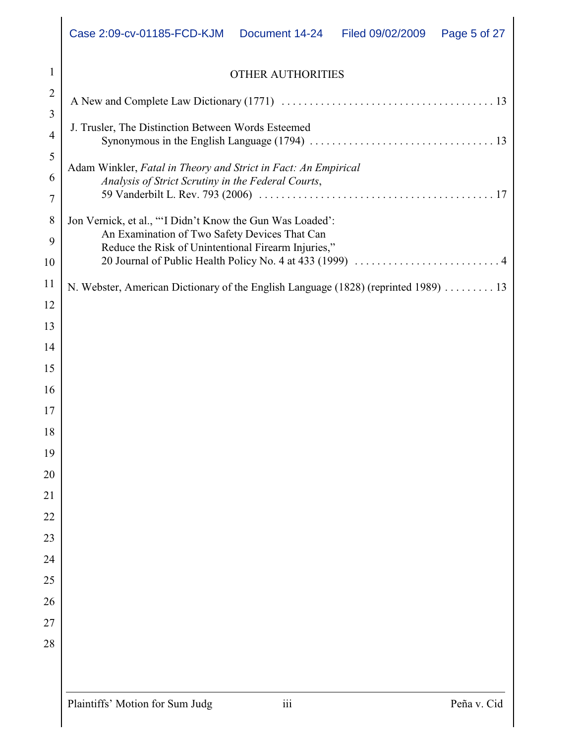## OTHER AUTHORITIES

A New and Complete Law Dictionary (1771) . . . . . . . . . . . . . . . . . . . . . . . . . . . . . . . . . . . . . . . 13

J. Trusler, The Distinction Between Words Esteemed Synonymous in the English Language (1794) . . . . . . . . . . . . . . . . . . . . . . . . . . . . . . . . . . 13

Adam Winkler, *Fatal in Theory and Strict in Fact: An Empirical Analysis of Strict Scrutiny in the Federal Courts*, 59 Vanderbilt L. Rev. 793 (2006) . . . . . . . . . . . . . . . . . . . . . . . . . . . . . . . . . . . . . . . . . 17

Jon Vernick, et al., "'I Didn't Know the Gun Was Loaded': An Examination of Two Safety Devices That Can Reduce the Risk of Unintentional Firearm Injuries," 20 Journal of Public Health Policy No. 4 at 433 (1999) . . . . . . . . . . . . . . . . . . . . . . . . . . . 4

N. Webster, American Dictionary of the English Language (1828) (reprinted 1989) . . . . . . . . . 13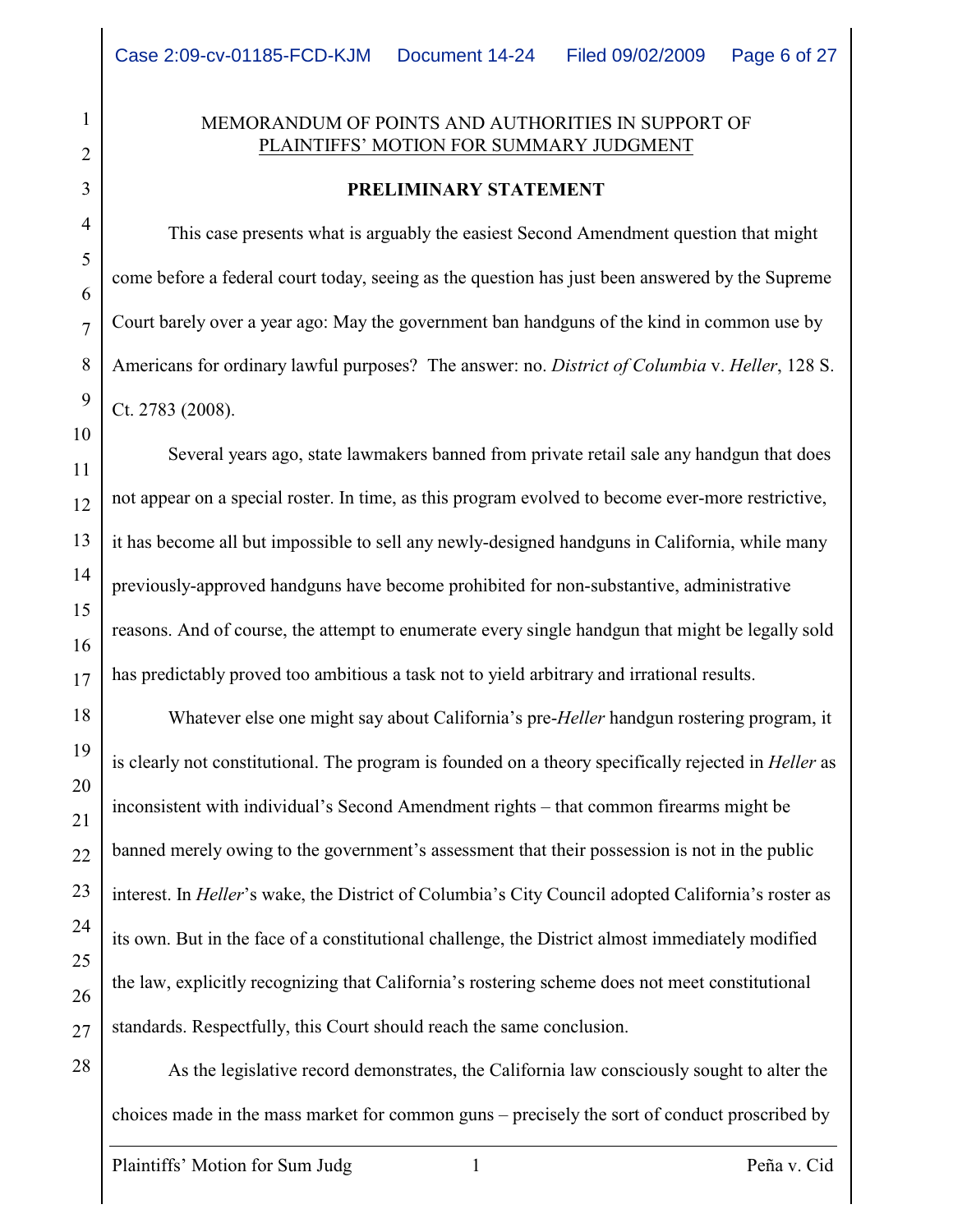MEMORANDUM OF POINTS AND AUTHORITIES IN SUPPORT OF PLAINTIFFS' MOTION FOR SUMMARY JUDGMENT

**PRELIMINARY STATEMENT**

This case presents what is arguably the easiest Second Amendment question that might come before a federal court today, seeing as the question has just been answered by the Supreme Court barely over a year ago: May the government ban handguns of the kind in common use by Americans for ordinary lawful purposes? The answer: no. *District of Columbia* v. *Heller*, 128 S. Ct. 2783 (2008).

Several years ago, state lawmakers banned from private retail sale any handgun that does not appear on a special roster. In time, as this program evolved to become ever-more restrictive, it has become all but impossible to sell any newly-designed handguns in California, while many previously-approved handguns have become prohibited for non-substantive, administrative reasons. And of course, the attempt to enumerate every single handgun that might be legally sold has predictably proved too ambitious a task not to yield arbitrary and irrational results.

Whatever else one might say about California's pre-*Heller* handgun rostering program, it is clearly not constitutional. The program is founded on a theory specifically rejected in *Heller* as inconsistent with individual's Second Amendment rights – that common firearms might be banned merely owing to the government's assessment that their possession is not in the public interest. In *Heller*'s wake, the District of Columbia's City Council adopted California's roster as its own. But in the face of a constitutional challenge, the District almost immediately modified the law, explicitly recognizing that California's rostering scheme does not meet constitutional standards. Respectfully, this Court should reach the same conclusion.

As the legislative record demonstrates, the California law consciously sought to alter the choices made in the mass market for common guns – precisely the sort of conduct proscribed by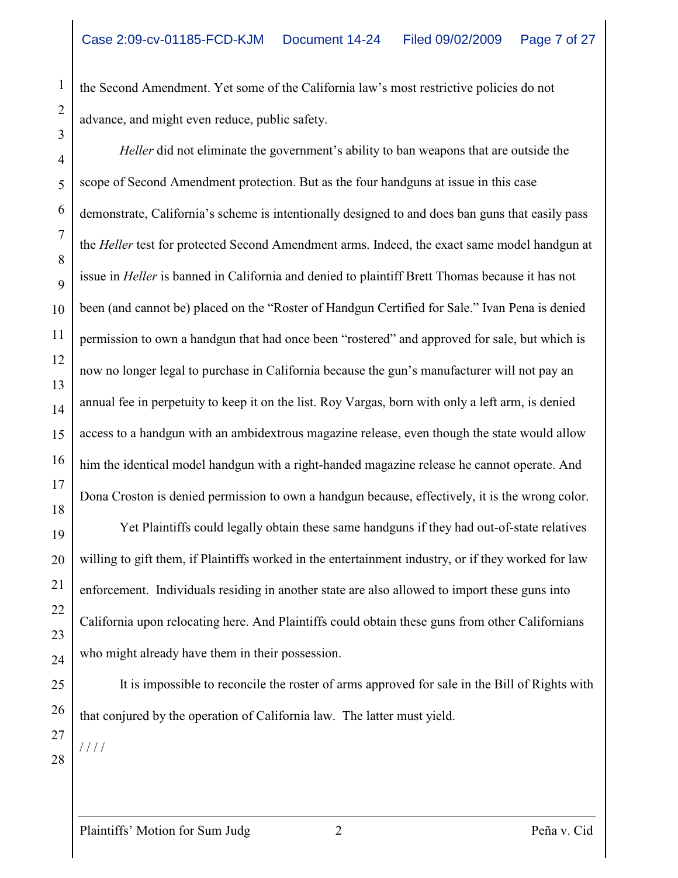the Second Amendment. Yet some of the California law's most restrictive policies do not advance, and might even reduce, public safety.

*Heller* did not eliminate the government's ability to ban weapons that are outside the scope of Second Amendment protection. But as the four handguns at issue in this case demonstrate, California's scheme is intentionally designed to and does ban guns that easily pass the *Heller* test for protected Second Amendment arms. Indeed, the exact same model handgun at issue in *Heller* is banned in California and denied to plaintiff Brett Thomas because it has not been (and cannot be) placed on the "Roster of Handgun Certified for Sale." Ivan Pena is denied permission to own a handgun that had once been "rostered" and approved for sale, but which is now no longer legal to purchase in California because the gun's manufacturer will not pay an annual fee in perpetuity to keep it on the list. Roy Vargas, born with only a left arm, is denied access to a handgun with an ambidextrous magazine release, even though the state would allow him the identical model handgun with a right-handed magazine release he cannot operate. And Dona Croston is denied permission to own a handgun because, effectively, it is the wrong color.

Yet Plaintiffs could legally obtain these same handguns if they had out-of-state relatives willing to gift them, if Plaintiffs worked in the entertainment industry, or if they worked for law enforcement. Individuals residing in another state are also allowed to import these guns into California upon relocating here. And Plaintiffs could obtain these guns from other Californians who might already have them in their possession.

It is impossible to reconcile the roster of arms approved for sale in the Bill of Rights with that conjured by the operation of California law. The latter must yield.

/ / / /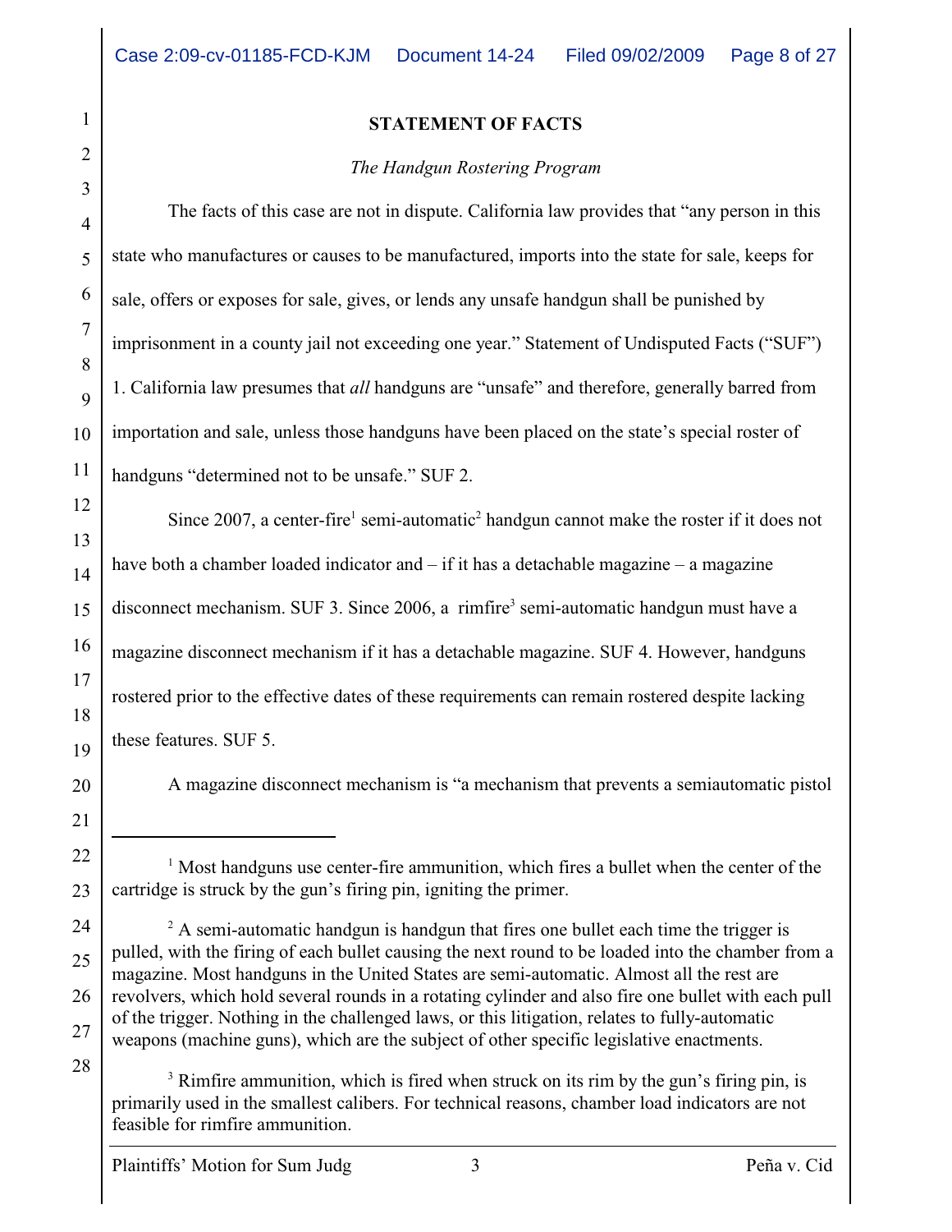**STATEMENT OF FACTS**

*The Handgun Rostering Program*

The facts of this case are not in dispute. California law provides that "any person in this state who manufactures or causes to be manufactured, imports into the state for sale, keeps for sale, offers or exposes for sale, gives, or lends any unsafe handgun shall be punished by imprisonment in a county jail not exceeding one year." Statement of Undisputed Facts ("SUF") 1. California law presumes that *all* handguns are "unsafe" and therefore, generally barred from importation and sale, unless those handguns have been placed on the state's special roster of handguns "determined not to be unsafe." SUF 2.

Since 2007, a center-fire[1] semi-automatic[2] handgun cannot make the roster if it does not have both a chamber loaded indicator and – if it has a detachable magazine – a magazine disconnect mechanism. SUF 3. Since 2006, a rimfire[3] semi-automatic handgun must have a magazine disconnect mechanism if it has a detachable magazine. SUF 4. However, handguns rostered prior to the effective dates of these requirements can remain rostered despite lacking these features. SUF 5.

A magazine disconnect mechanism is "a mechanism that prevents a semiautomatic pistol

---

[1] Most handguns use center-fire ammunition, which fires a bullet when the center of the cartridge is struck by the gun's firing pin, igniting the primer.

[2] A semi-automatic handgun is handgun that fires one bullet each time the trigger is pulled, with the firing of each bullet causing the next round to be loaded into the chamber from a magazine. Most handguns in the United States are semi-automatic. Almost all the rest are revolvers, which hold several rounds in a rotating cylinder and also fire one bullet with each pull of the trigger. Nothing in the challenged laws, or this litigation, relates to fully-automatic weapons (machine guns), which are the subject of other specific legislative enactments.

[3] Rimfire ammunition, which is fired when struck on its rim by the gun's firing pin, is primarily used in the smallest calibers. For technical reasons, chamber load indicators are not feasible for rimfire ammunition.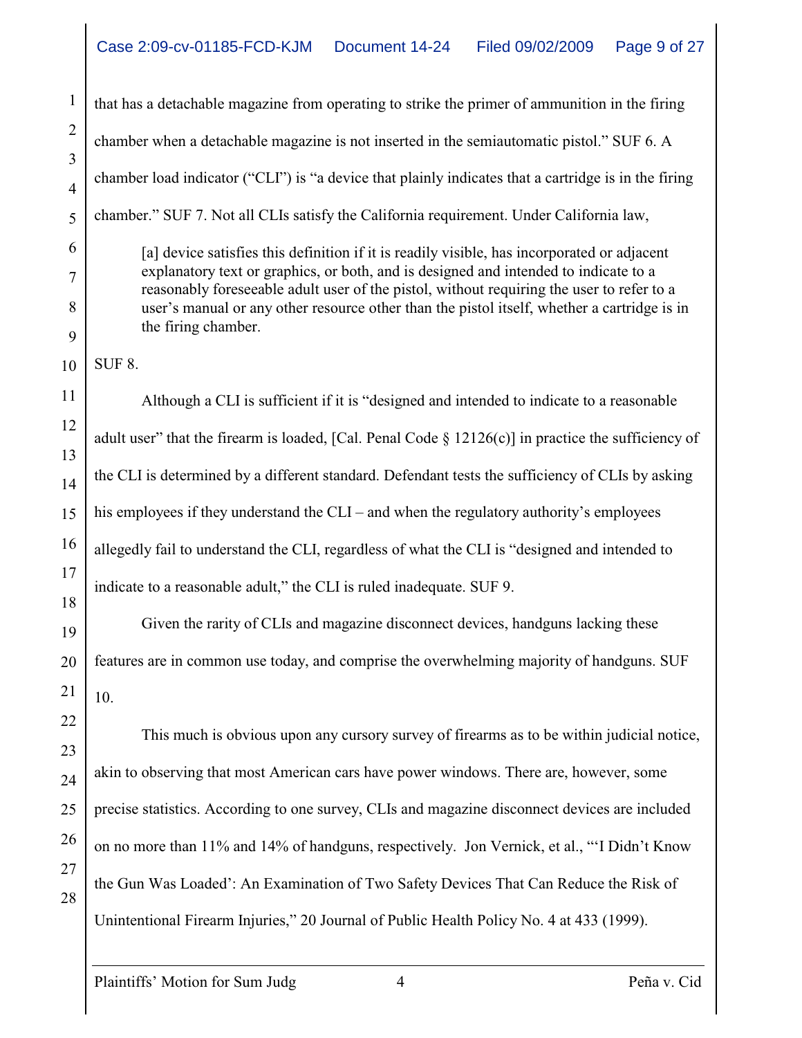that has a detachable magazine from operating to strike the primer of ammunition in the firing chamber when a detachable magazine is not inserted in the semiautomatic pistol." SUF 6. A chamber load indicator ("CLI") is "a device that plainly indicates that a cartridge is in the firing chamber." SUF 7. Not all CLIs satisfy the California requirement. Under California law,

> [a] device satisfies this definition if it is readily visible, has incorporated or adjacent explanatory text or graphics, or both, and is designed and intended to indicate to a reasonably foreseeable adult user of the pistol, without requiring the user to refer to a user's manual or any other resource other than the pistol itself, whether a cartridge is in the firing chamber.

SUF 8.

Although a CLI is sufficient if it is "designed and intended to indicate to a reasonable adult user" that the firearm is loaded, [Cal. Penal Code § 12126(c)] in practice the sufficiency of the CLI is determined by a different standard. Defendant tests the sufficiency of CLIs by asking his employees if they understand the CLI – and when the regulatory authority's employees allegedly fail to understand the CLI, regardless of what the CLI is "designed and intended to indicate to a reasonable adult," the CLI is ruled inadequate. SUF 9.

Given the rarity of CLIs and magazine disconnect devices, handguns lacking these features are in common use today, and comprise the overwhelming majority of handguns. SUF 10.

This much is obvious upon any cursory survey of firearms as to be within judicial notice, akin to observing that most American cars have power windows. There are, however, some precise statistics. According to one survey, CLIs and magazine disconnect devices are included on no more than 11% and 14% of handguns, respectively. Jon Vernick, et al., "'I Didn't Know the Gun Was Loaded': An Examination of Two Safety Devices That Can Reduce the Risk of Unintentional Firearm Injuries," 20 Journal of Public Health Policy No. 4 at 433 (1999).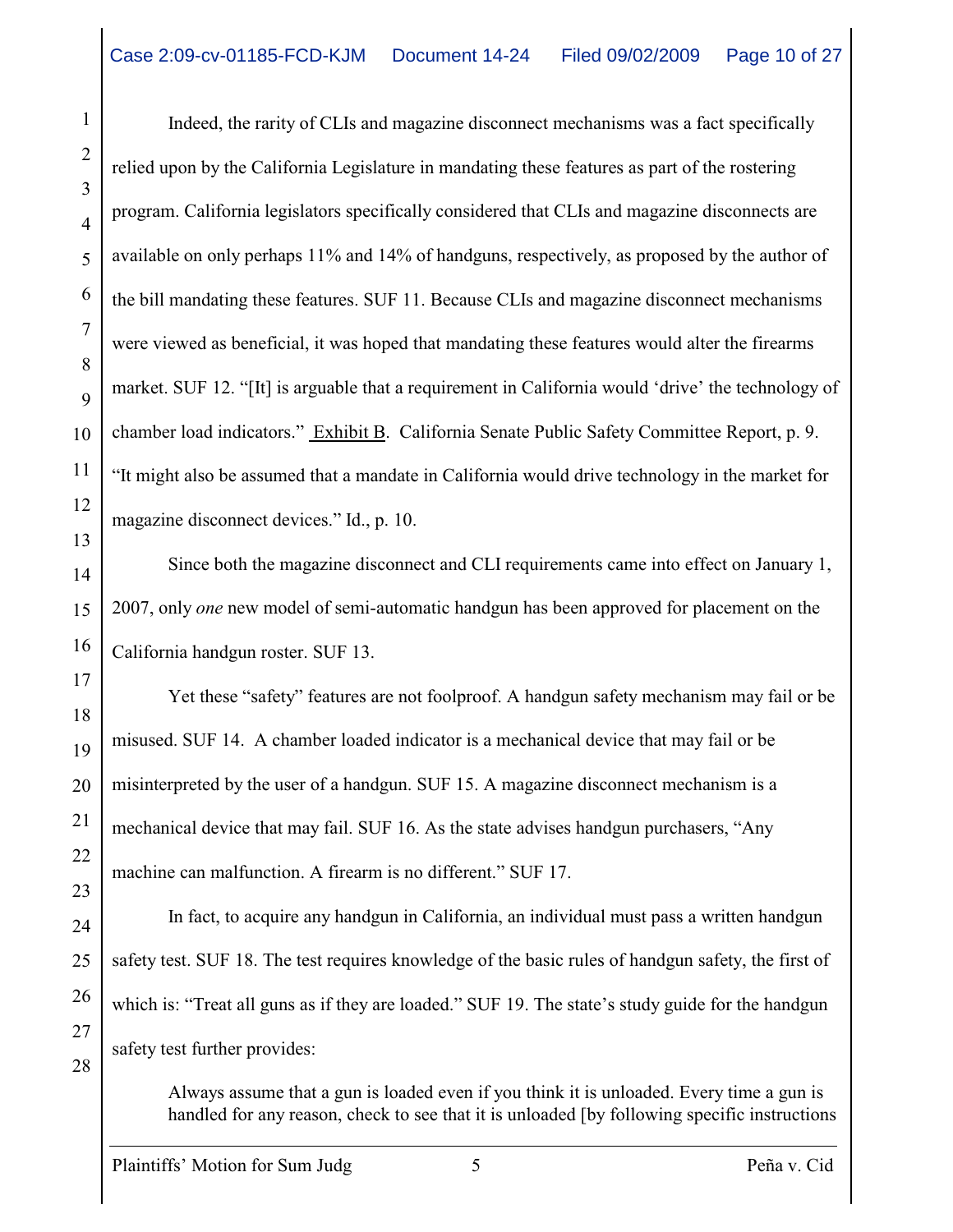Indeed, the rarity of CLIs and magazine disconnect mechanisms was a fact specifically relied upon by the California Legislature in mandating these features as part of the rostering program. California legislators specifically considered that CLIs and magazine disconnects are available on only perhaps 11% and 14% of handguns, respectively, as proposed by the author of the bill mandating these features. SUF 11. Because CLIs and magazine disconnect mechanisms were viewed as beneficial, it was hoped that mandating these features would alter the firearms market. SUF 12. "[It] is arguable that a requirement in California would 'drive' the technology of chamber load indicators." Exhibit B. California Senate Public Safety Committee Report, p. 9. "It might also be assumed that a mandate in California would drive technology in the market for magazine disconnect devices." Id., p. 10.

Since both the magazine disconnect and CLI requirements came into effect on January 1, 2007, only *one* new model of semi-automatic handgun has been approved for placement on the California handgun roster. SUF 13.

Yet these "safety" features are not foolproof. A handgun safety mechanism may fail or be misused. SUF 14. A chamber loaded indicator is a mechanical device that may fail or be misinterpreted by the user of a handgun. SUF 15. A magazine disconnect mechanism is a mechanical device that may fail. SUF 16. As the state advises handgun purchasers, "Any machine can malfunction. A firearm is no different." SUF 17.

In fact, to acquire any handgun in California, an individual must pass a written handgun safety test. SUF 18. The test requires knowledge of the basic rules of handgun safety, the first of which is: "Treat all guns as if they are loaded." SUF 19. The state's study guide for the handgun safety test further provides:

> Always assume that a gun is loaded even if you think it is unloaded. Every time a gun is handled for any reason, check to see that it is unloaded [by following specific instructions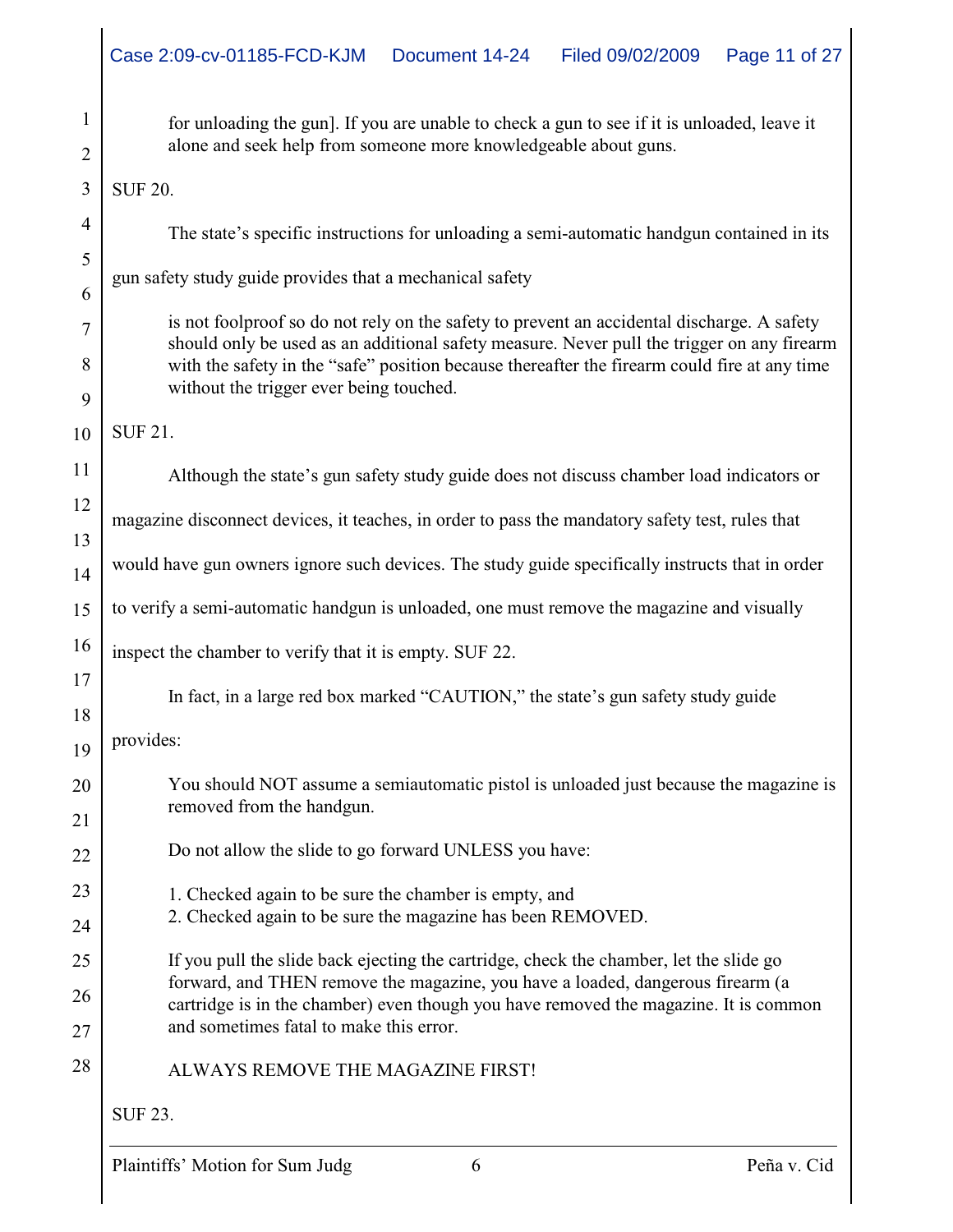> for unloading the gun]. If you are unable to check a gun to see if it is unloaded, leave it alone and seek help from someone more knowledgeable about guns.

SUF 20.

The state's specific instructions for unloading a semi-automatic handgun contained in its gun safety study guide provides that a mechanical safety

> is not foolproof so do not rely on the safety to prevent an accidental discharge. A safety should only be used as an additional safety measure. Never pull the trigger on any firearm with the safety in the "safe" position because thereafter the firearm could fire at any time without the trigger ever being touched.

SUF 21.

Although the state's gun safety study guide does not discuss chamber load indicators or magazine disconnect devices, it teaches, in order to pass the mandatory safety test, rules that would have gun owners ignore such devices. The study guide specifically instructs that in order to verify a semi-automatic handgun is unloaded, one must remove the magazine and visually inspect the chamber to verify that it is empty. SUF 22.

In fact, in a large red box marked "CAUTION," the state's gun safety study guide provides:

> You should NOT assume a semiautomatic pistol is unloaded just because the magazine is removed from the handgun.
>
> Do not allow the slide to go forward UNLESS you have:
>
> 1. Checked again to be sure the chamber is empty, and
> 2. Checked again to be sure the magazine has been REMOVED.
>
> If you pull the slide back ejecting the cartridge, check the chamber, let the slide go forward, and THEN remove the magazine, you have a loaded, dangerous firearm (a cartridge is in the chamber) even though you have removed the magazine. It is common and sometimes fatal to make this error.
>
> ALWAYS REMOVE THE MAGAZINE FIRST!

SUF 23.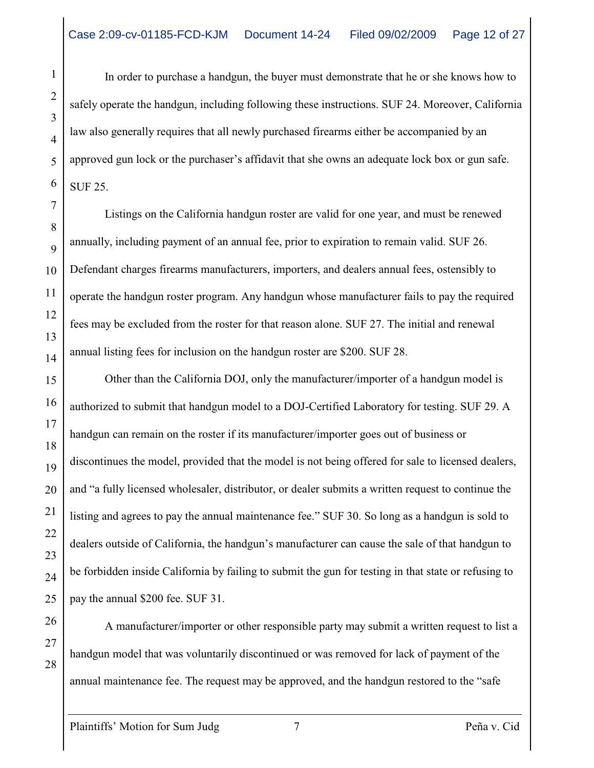In order to purchase a handgun, the buyer must demonstrate that he or she knows how to safely operate the handgun, including following these instructions. SUF 24. Moreover, California law also generally requires that all newly purchased firearms either be accompanied by an approved gun lock or the purchaser's affidavit that she owns an adequate lock box or gun safe. SUF 25.

Listings on the California handgun roster are valid for one year, and must be renewed annually, including payment of an annual fee, prior to expiration to remain valid. SUF 26. Defendant charges firearms manufacturers, importers, and dealers annual fees, ostensibly to operate the handgun roster program. Any handgun whose manufacturer fails to pay the required fees may be excluded from the roster for that reason alone. SUF 27. The initial and renewal annual listing fees for inclusion on the handgun roster are $200. SUF 28.

Other than the California DOJ, only the manufacturer/importer of a handgun model is authorized to submit that handgun model to a DOJ-Certified Laboratory for testing. SUF 29. A handgun can remain on the roster if its manufacturer/importer goes out of business or discontinues the model, provided that the model is not being offered for sale to licensed dealers, and "a fully licensed wholesaler, distributor, or dealer submits a written request to continue the listing and agrees to pay the annual maintenance fee." SUF 30. So long as a handgun is sold to dealers outside of California, the handgun's manufacturer can cause the sale of that handgun to be forbidden inside California by failing to submit the gun for testing in that state or refusing to pay the annual $200 fee. SUF 31.

A manufacturer/importer or other responsible party may submit a written request to list a handgun model that was voluntarily discontinued or was removed for lack of payment of the annual maintenance fee. The request may be approved, and the handgun restored to the "safe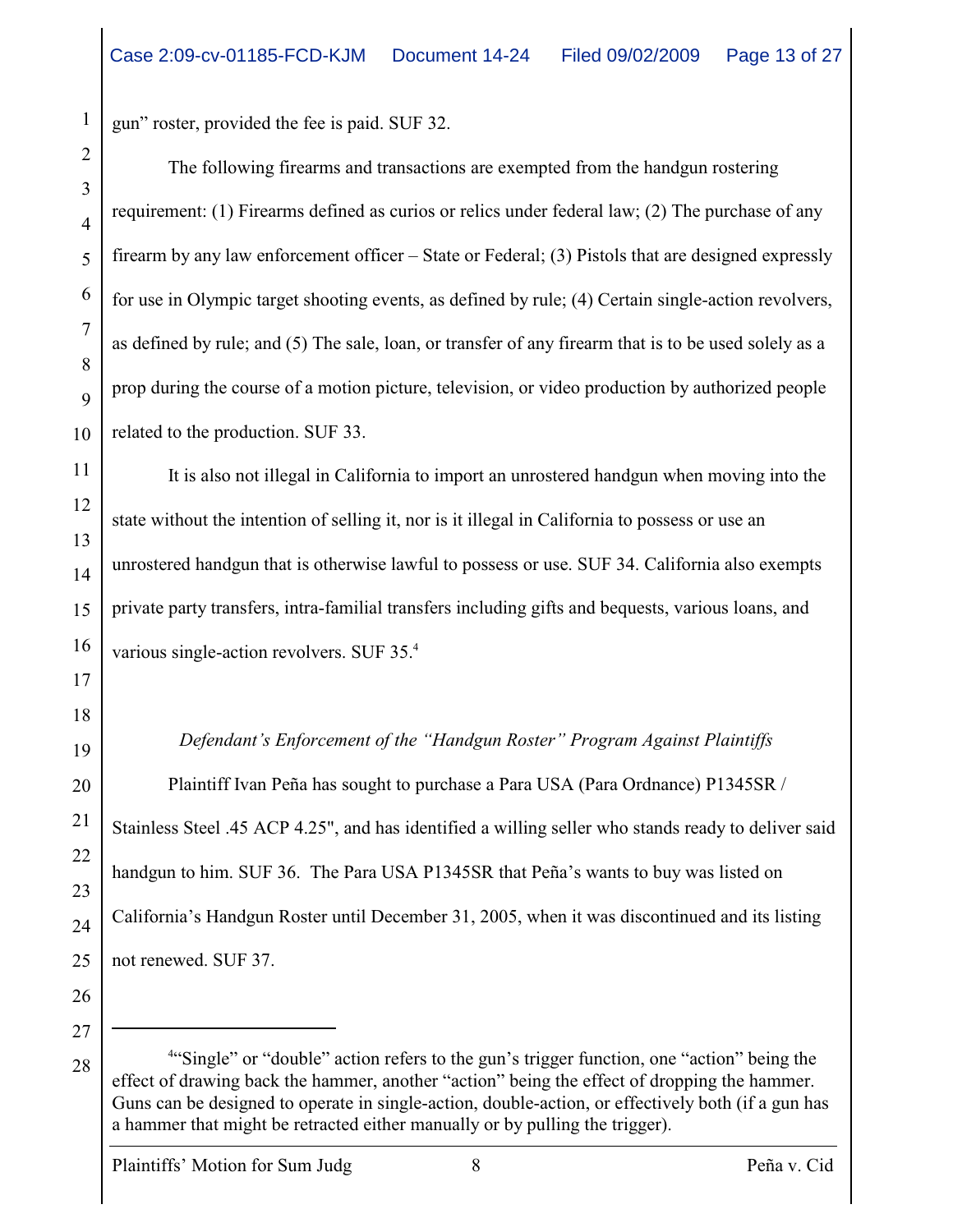gun" roster, provided the fee is paid. SUF 32.

The following firearms and transactions are exempted from the handgun rostering requirement: (1) Firearms defined as curios or relics under federal law; (2) The purchase of any firearm by any law enforcement officer – State or Federal; (3) Pistols that are designed expressly for use in Olympic target shooting events, as defined by rule; (4) Certain single-action revolvers, as defined by rule; and (5) The sale, loan, or transfer of any firearm that is to be used solely as a prop during the course of a motion picture, television, or video production by authorized people related to the production. SUF 33.

It is also not illegal in California to import an unrostered handgun when moving into the state without the intention of selling it, nor is it illegal in California to possess or use an unrostered handgun that is otherwise lawful to possess or use. SUF 34. California also exempts private party transfers, intra-familial transfers including gifts and bequests, various loans, and various single-action revolvers. SUF 35.[4]

*Defendant's Enforcement of the "Handgun Roster" Program Against Plaintiffs*

Plaintiff Ivan Peña has sought to purchase a Para USA (Para Ordnance) P1345SR / Stainless Steel .45 ACP 4.25", and has identified a willing seller who stands ready to deliver said handgun to him. SUF 36. The Para USA P1345SR that Peña's wants to buy was listed on California's Handgun Roster until December 31, 2005, when it was discontinued and its listing not renewed. SUF 37.

---

[4] "Single" or "double" action refers to the gun's trigger function, one "action" being the effect of drawing back the hammer, another "action" being the effect of dropping the hammer. Guns can be designed to operate in single-action, double-action, or effectively both (if a gun has a hammer that might be retracted either manually or by pulling the trigger).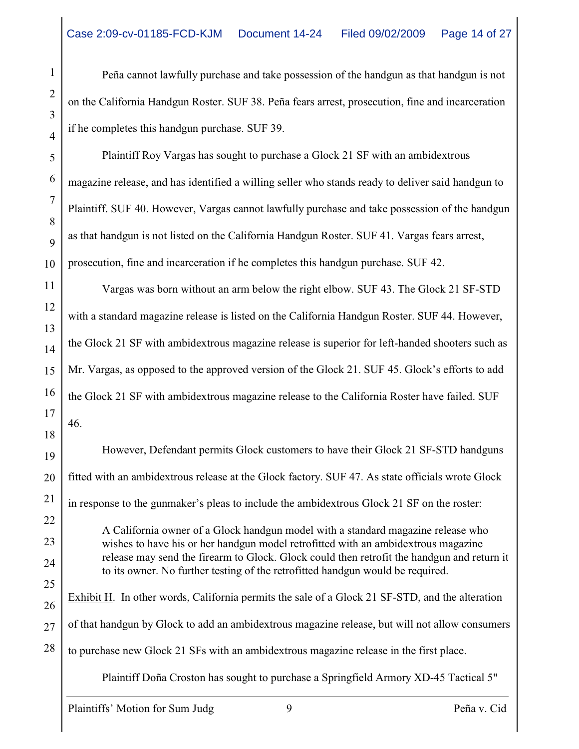Peña cannot lawfully purchase and take possession of the handgun as that handgun is not on the California Handgun Roster. SUF 38. Peña fears arrest, prosecution, fine and incarceration if he completes this handgun purchase. SUF 39.

Plaintiff Roy Vargas has sought to purchase a Glock 21 SF with an ambidextrous magazine release, and has identified a willing seller who stands ready to deliver said handgun to Plaintiff. SUF 40. However, Vargas cannot lawfully purchase and take possession of the handgun as that handgun is not listed on the California Handgun Roster. SUF 41. Vargas fears arrest, prosecution, fine and incarceration if he completes this handgun purchase. SUF 42.

Vargas was born without an arm below the right elbow. SUF 43. The Glock 21 SF-STD with a standard magazine release is listed on the California Handgun Roster. SUF 44. However, the Glock 21 SF with ambidextrous magazine release is superior for left-handed shooters such as Mr. Vargas, as opposed to the approved version of the Glock 21. SUF 45. Glock's efforts to add the Glock 21 SF with ambidextrous magazine release to the California Roster have failed. SUF 46.

However, Defendant permits Glock customers to have their Glock 21 SF-STD handguns fitted with an ambidextrous release at the Glock factory. SUF 47. As state officials wrote Glock in response to the gunmaker's pleas to include the ambidextrous Glock 21 SF on the roster:

> A California owner of a Glock handgun model with a standard magazine release who wishes to have his or her handgun model retrofitted with an ambidextrous magazine release may send the firearm to Glock. Glock could then retrofit the handgun and return it to its owner. No further testing of the retrofitted handgun would be required.

Exhibit H. In other words, California permits the sale of a Glock 21 SF-STD, and the alteration of that handgun by Glock to add an ambidextrous magazine release, but will not allow consumers to purchase new Glock 21 SFs with an ambidextrous magazine release in the first place.

Plaintiff Doña Croston has sought to purchase a Springfield Armory XD-45 Tactical 5"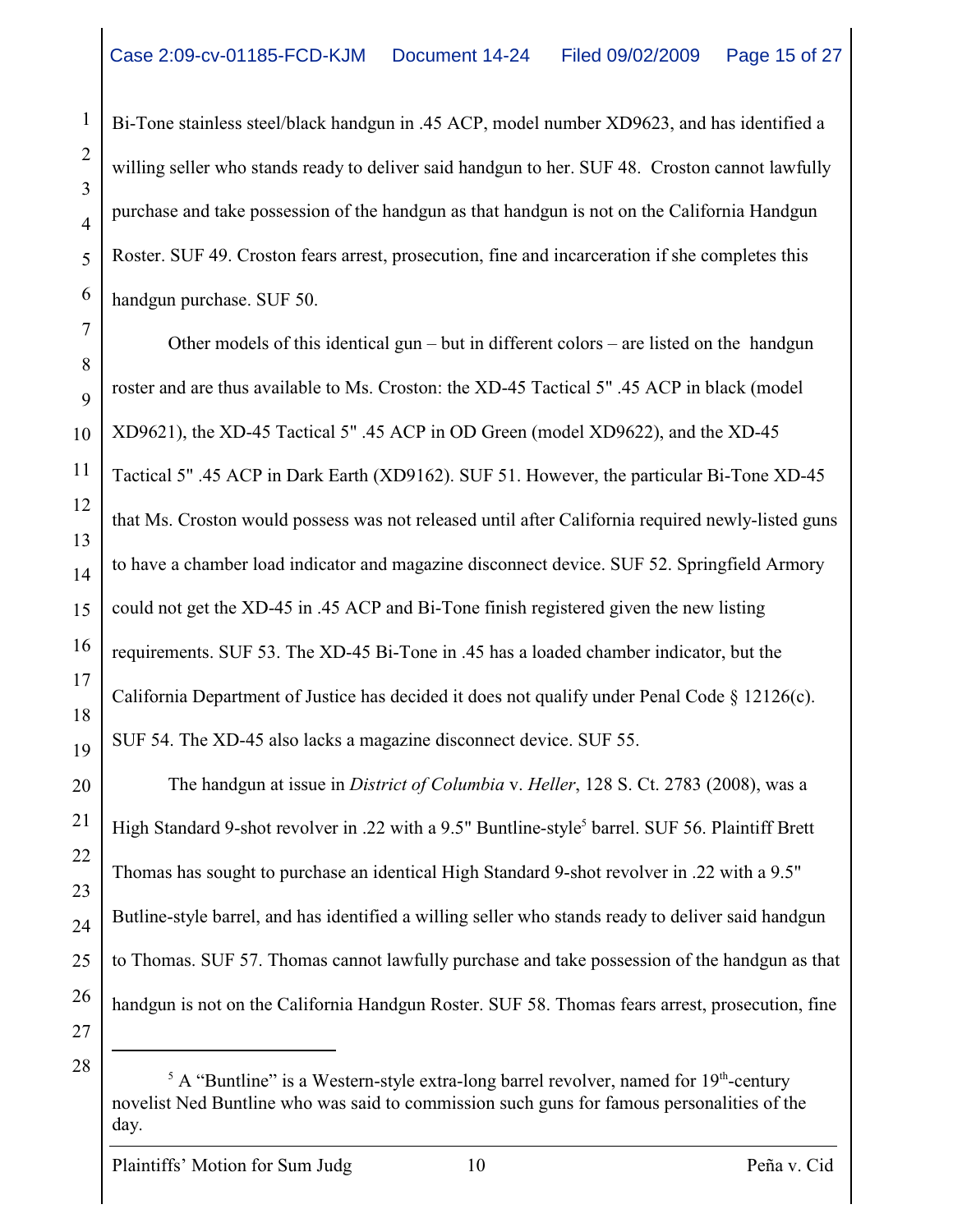Bi-Tone stainless steel/black handgun in .45 ACP, model number XD9623, and has identified a willing seller who stands ready to deliver said handgun to her. SUF 48. Croston cannot lawfully purchase and take possession of the handgun as that handgun is not on the California Handgun Roster. SUF 49. Croston fears arrest, prosecution, fine and incarceration if she completes this handgun purchase. SUF 50.

Other models of this identical gun – but in different colors – are listed on the handgun roster and are thus available to Ms. Croston: the XD-45 Tactical 5" .45 ACP in black (model XD9621), the XD-45 Tactical 5" .45 ACP in OD Green (model XD9622), and the XD-45 Tactical 5" .45 ACP in Dark Earth (XD9162). SUF 51. However, the particular Bi-Tone XD-45 that Ms. Croston would possess was not released until after California required newly-listed guns to have a chamber load indicator and magazine disconnect device. SUF 52. Springfield Armory could not get the XD-45 in .45 ACP and Bi-Tone finish registered given the new listing requirements. SUF 53. The XD-45 Bi-Tone in .45 has a loaded chamber indicator, but the California Department of Justice has decided it does not qualify under Penal Code § 12126(c). SUF 54. The XD-45 also lacks a magazine disconnect device. SUF 55.

The handgun at issue in *District of Columbia* v. *Heller*, 128 S. Ct. 2783 (2008), was a High Standard 9-shot revolver in .22 with a 9.5" Buntline-style[5] barrel. SUF 56. Plaintiff Brett Thomas has sought to purchase an identical High Standard 9-shot revolver in .22 with a 9.5" Butline-style barrel, and has identified a willing seller who stands ready to deliver said handgun to Thomas. SUF 57. Thomas cannot lawfully purchase and take possession of the handgun as that handgun is not on the California Handgun Roster. SUF 58. Thomas fears arrest, prosecution, fine

---

[5] A "Buntline" is a Western-style extra-long barrel revolver, named for 19th-century novelist Ned Buntline who was said to commission such guns for famous personalities of the day.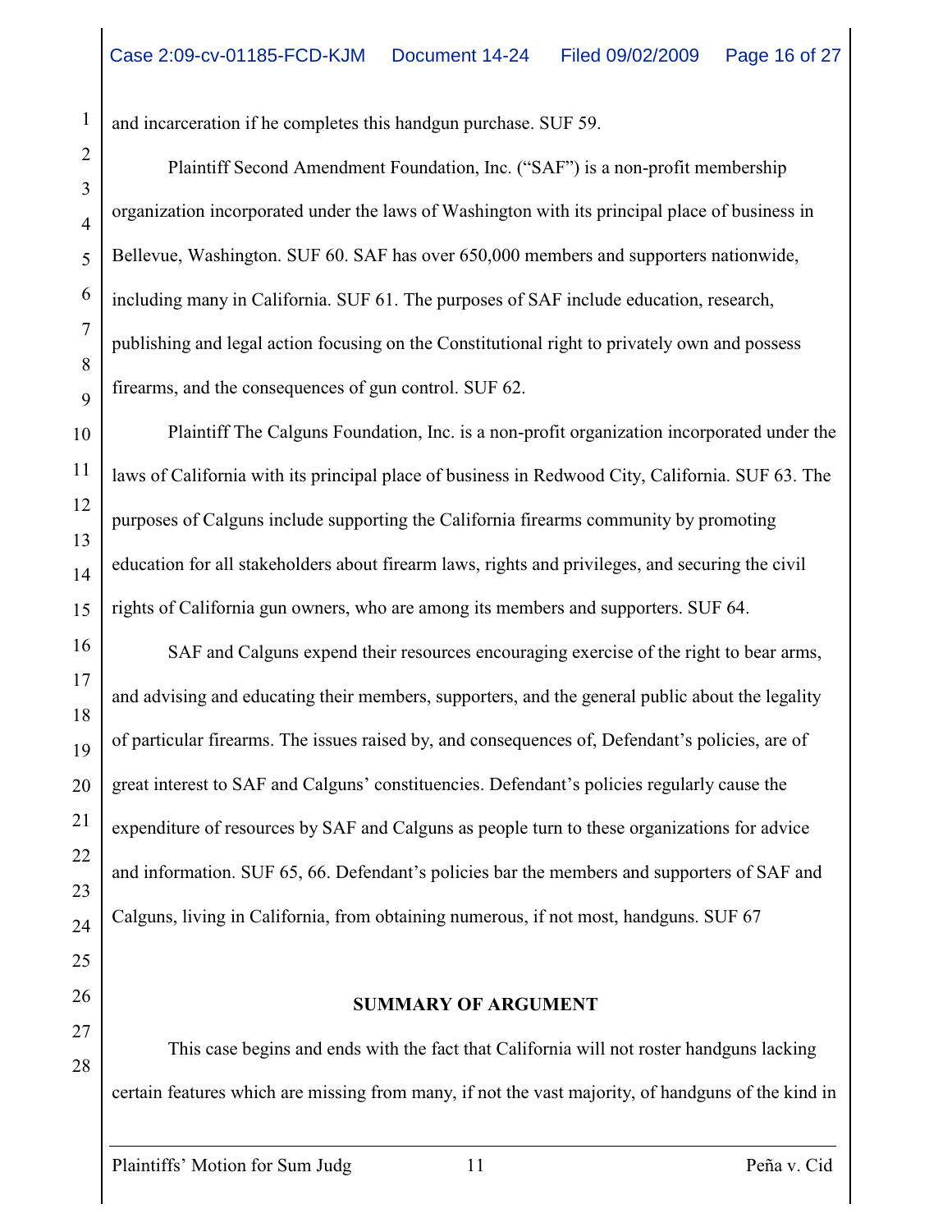and incarceration if he completes this handgun purchase. SUF 59.

Plaintiff Second Amendment Foundation, Inc. ("SAF") is a non-profit membership organization incorporated under the laws of Washington with its principal place of business in Bellevue, Washington. SUF 60. SAF has over 650,000 members and supporters nationwide, including many in California. SUF 61. The purposes of SAF include education, research, publishing and legal action focusing on the Constitutional right to privately own and possess firearms, and the consequences of gun control. SUF 62.

Plaintiff The Calguns Foundation, Inc. is a non-profit organization incorporated under the laws of California with its principal place of business in Redwood City, California. SUF 63. The purposes of Calguns include supporting the California firearms community by promoting education for all stakeholders about firearm laws, rights and privileges, and securing the civil rights of California gun owners, who are among its members and supporters. SUF 64.

SAF and Calguns expend their resources encouraging exercise of the right to bear arms, and advising and educating their members, supporters, and the general public about the legality of particular firearms. The issues raised by, and consequences of, Defendant's policies, are of great interest to SAF and Calguns' constituencies. Defendant's policies regularly cause the expenditure of resources by SAF and Calguns as people turn to these organizations for advice and information. SUF 65, 66. Defendant's policies bar the members and supporters of SAF and Calguns, living in California, from obtaining numerous, if not most, handguns. SUF 67

**SUMMARY OF ARGUMENT**

This case begins and ends with the fact that California will not roster handguns lacking certain features which are missing from many, if not the vast majority, of handguns of the kind in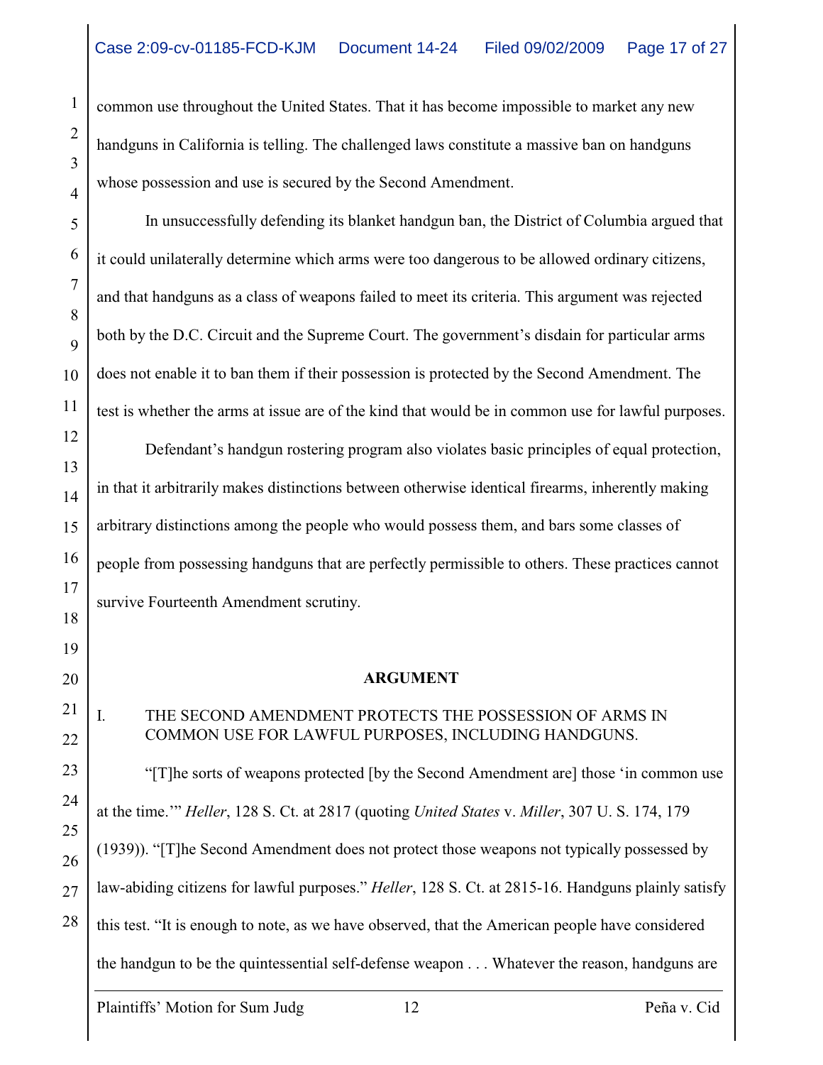common use throughout the United States. That it has become impossible to market any new handguns in California is telling. The challenged laws constitute a massive ban on handguns whose possession and use is secured by the Second Amendment.

In unsuccessfully defending its blanket handgun ban, the District of Columbia argued that it could unilaterally determine which arms were too dangerous to be allowed ordinary citizens, and that handguns as a class of weapons failed to meet its criteria. This argument was rejected both by the D.C. Circuit and the Supreme Court. The government's disdain for particular arms does not enable it to ban them if their possession is protected by the Second Amendment. The test is whether the arms at issue are of the kind that would be in common use for lawful purposes.

Defendant's handgun rostering program also violates basic principles of equal protection, in that it arbitrarily makes distinctions between otherwise identical firearms, inherently making arbitrary distinctions among the people who would possess them, and bars some classes of people from possessing handguns that are perfectly permissible to others. These practices cannot survive Fourteenth Amendment scrutiny.

## ARGUMENT

### I. THE SECOND AMENDMENT PROTECTS THE POSSESSION OF ARMS IN COMMON USE FOR LAWFUL PURPOSES, INCLUDING HANDGUNS.

"[T]he sorts of weapons protected [by the Second Amendment are] those 'in common use at the time.'" *Heller*, 128 S. Ct. at 2817 (quoting *United States* v. *Miller*, 307 U. S. 174, 179 (1939)). "[T]he Second Amendment does not protect those weapons not typically possessed by law-abiding citizens for lawful purposes." *Heller*, 128 S. Ct. at 2815-16. Handguns plainly satisfy this test. "It is enough to note, as we have observed, that the American people have considered the handgun to be the quintessential self-defense weapon . . . Whatever the reason, handguns are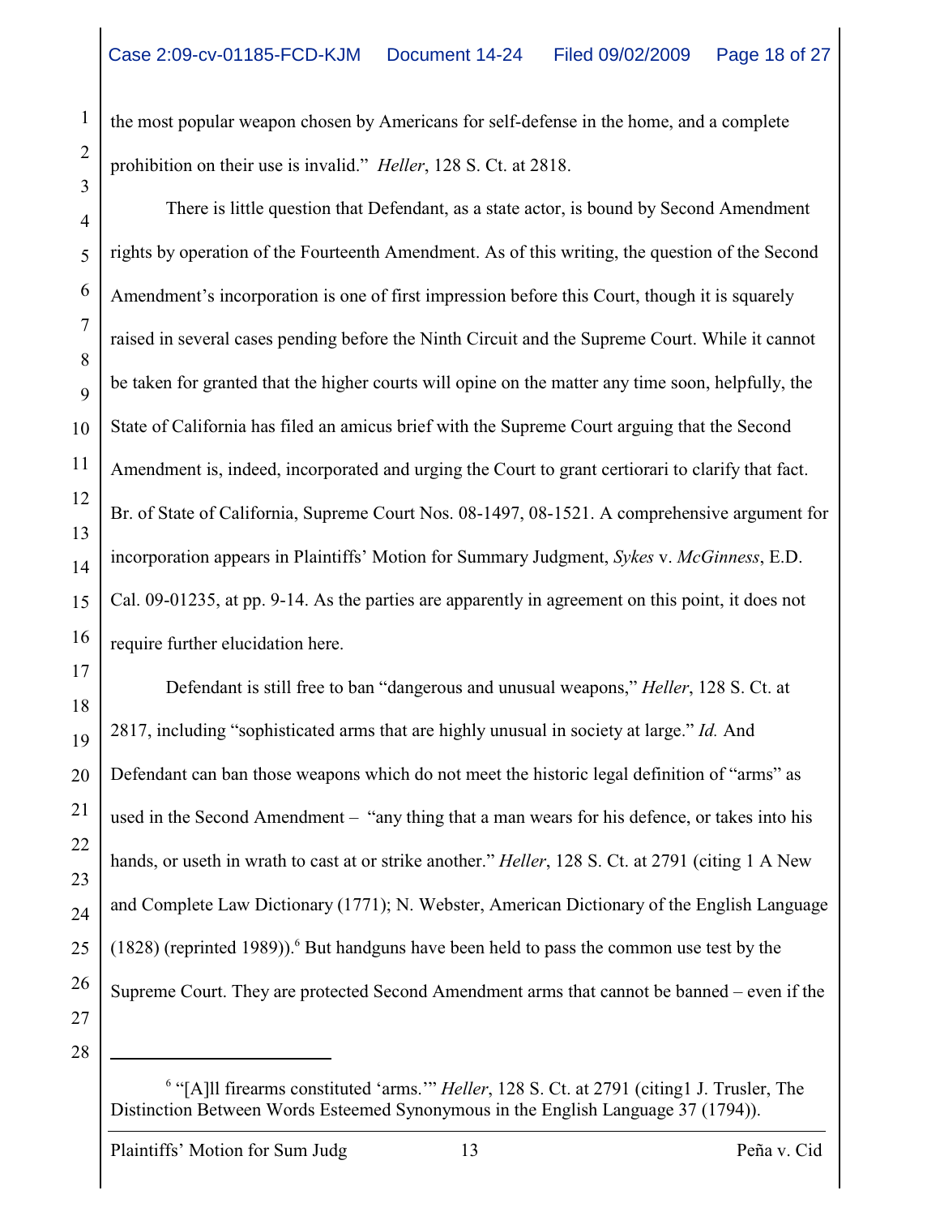the most popular weapon chosen by Americans for self-defense in the home, and a complete prohibition on their use is invalid." *Heller*, 128 S. Ct. at 2818.

There is little question that Defendant, as a state actor, is bound by Second Amendment rights by operation of the Fourteenth Amendment. As of this writing, the question of the Second Amendment's incorporation is one of first impression before this Court, though it is squarely raised in several cases pending before the Ninth Circuit and the Supreme Court. While it cannot be taken for granted that the higher courts will opine on the matter any time soon, helpfully, the State of California has filed an amicus brief with the Supreme Court arguing that the Second Amendment is, indeed, incorporated and urging the Court to grant certiorari to clarify that fact. Br. of State of California, Supreme Court Nos. 08-1497, 08-1521. A comprehensive argument for incorporation appears in Plaintiffs' Motion for Summary Judgment, *Sykes* v. *McGinness*, E.D. Cal. 09-01235, at pp. 9-14. As the parties are apparently in agreement on this point, it does not require further elucidation here.

Defendant is still free to ban "dangerous and unusual weapons," *Heller*, 128 S. Ct. at 2817, including "sophisticated arms that are highly unusual in society at large." *Id.* And Defendant can ban those weapons which do not meet the historic legal definition of "arms" as used in the Second Amendment – "any thing that a man wears for his defence, or takes into his hands, or useth in wrath to cast at or strike another." *Heller*, 128 S. Ct. at 2791 (citing 1 A New and Complete Law Dictionary (1771); N. Webster, American Dictionary of the English Language (1828) (reprinted 1989)).[6] But handguns have been held to pass the common use test by the Supreme Court. They are protected Second Amendment arms that cannot be banned – even if the

---

[6] "[A]ll firearms constituted 'arms.'" *Heller*, 128 S. Ct. at 2791 (citing1 J. Trusler, The Distinction Between Words Esteemed Synonymous in the English Language 37 (1794)).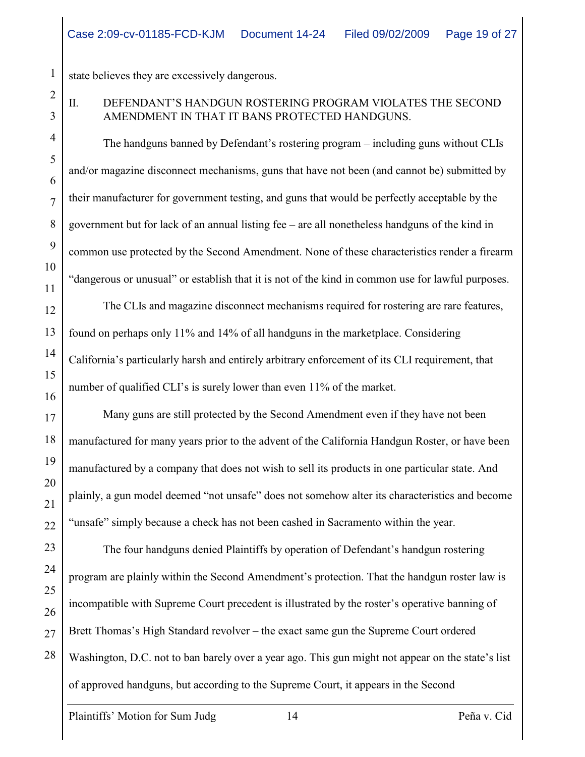state believes they are excessively dangerous.

## II. DEFENDANT'S HANDGUN ROSTERING PROGRAM VIOLATES THE SECOND AMENDMENT IN THAT IT BANS PROTECTED HANDGUNS.

The handguns banned by Defendant's rostering program – including guns without CLIs and/or magazine disconnect mechanisms, guns that have not been (and cannot be) submitted by their manufacturer for government testing, and guns that would be perfectly acceptable by the government but for lack of an annual listing fee – are all nonetheless handguns of the kind in common use protected by the Second Amendment. None of these characteristics render a firearm "dangerous or unusual" or establish that it is not of the kind in common use for lawful purposes.

The CLIs and magazine disconnect mechanisms required for rostering are rare features, found on perhaps only 11% and 14% of all handguns in the marketplace. Considering California's particularly harsh and entirely arbitrary enforcement of its CLI requirement, that number of qualified CLI's is surely lower than even 11% of the market.

Many guns are still protected by the Second Amendment even if they have not been manufactured for many years prior to the advent of the California Handgun Roster, or have been manufactured by a company that does not wish to sell its products in one particular state. And plainly, a gun model deemed "not unsafe" does not somehow alter its characteristics and become "unsafe" simply because a check has not been cashed in Sacramento within the year.

The four handguns denied Plaintiffs by operation of Defendant's handgun rostering program are plainly within the Second Amendment's protection. That the handgun roster law is incompatible with Supreme Court precedent is illustrated by the roster's operative banning of Brett Thomas's High Standard revolver – the exact same gun the Supreme Court ordered Washington, D.C. not to ban barely over a year ago. This gun might not appear on the state's list of approved handguns, but according to the Supreme Court, it appears in the Second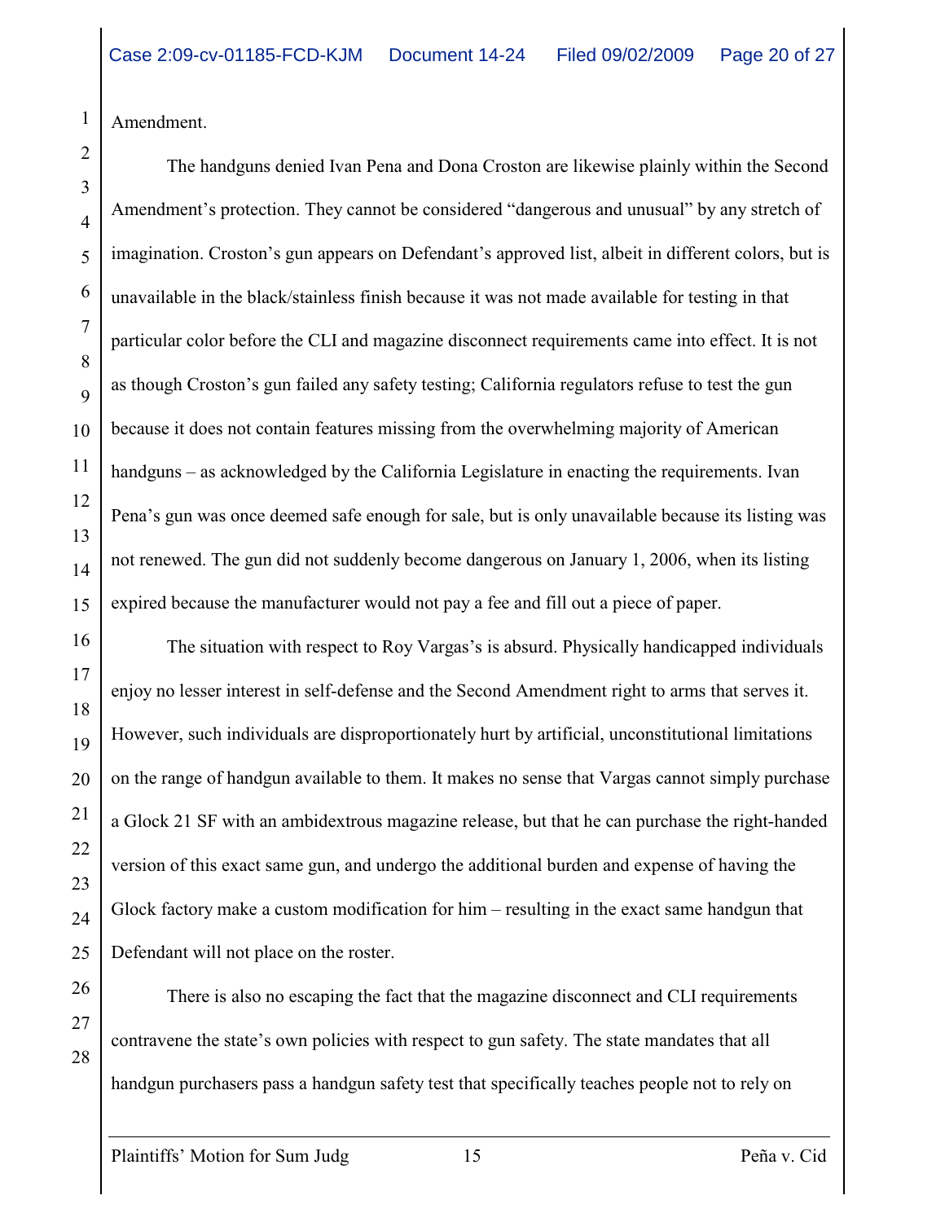Amendment.

The handguns denied Ivan Pena and Dona Croston are likewise plainly within the Second Amendment's protection. They cannot be considered "dangerous and unusual" by any stretch of imagination. Croston's gun appears on Defendant's approved list, albeit in different colors, but is unavailable in the black/stainless finish because it was not made available for testing in that particular color before the CLI and magazine disconnect requirements came into effect. It is not as though Croston's gun failed any safety testing; California regulators refuse to test the gun because it does not contain features missing from the overwhelming majority of American handguns – as acknowledged by the California Legislature in enacting the requirements. Ivan Pena's gun was once deemed safe enough for sale, but is only unavailable because its listing was not renewed. The gun did not suddenly become dangerous on January 1, 2006, when its listing expired because the manufacturer would not pay a fee and fill out a piece of paper.

The situation with respect to Roy Vargas's is absurd. Physically handicapped individuals enjoy no lesser interest in self-defense and the Second Amendment right to arms that serves it. However, such individuals are disproportionately hurt by artificial, unconstitutional limitations on the range of handgun available to them. It makes no sense that Vargas cannot simply purchase a Glock 21 SF with an ambidextrous magazine release, but that he can purchase the right-handed version of this exact same gun, and undergo the additional burden and expense of having the Glock factory make a custom modification for him – resulting in the exact same handgun that Defendant will not place on the roster.

There is also no escaping the fact that the magazine disconnect and CLI requirements contravene the state's own policies with respect to gun safety. The state mandates that all handgun purchasers pass a handgun safety test that specifically teaches people not to rely on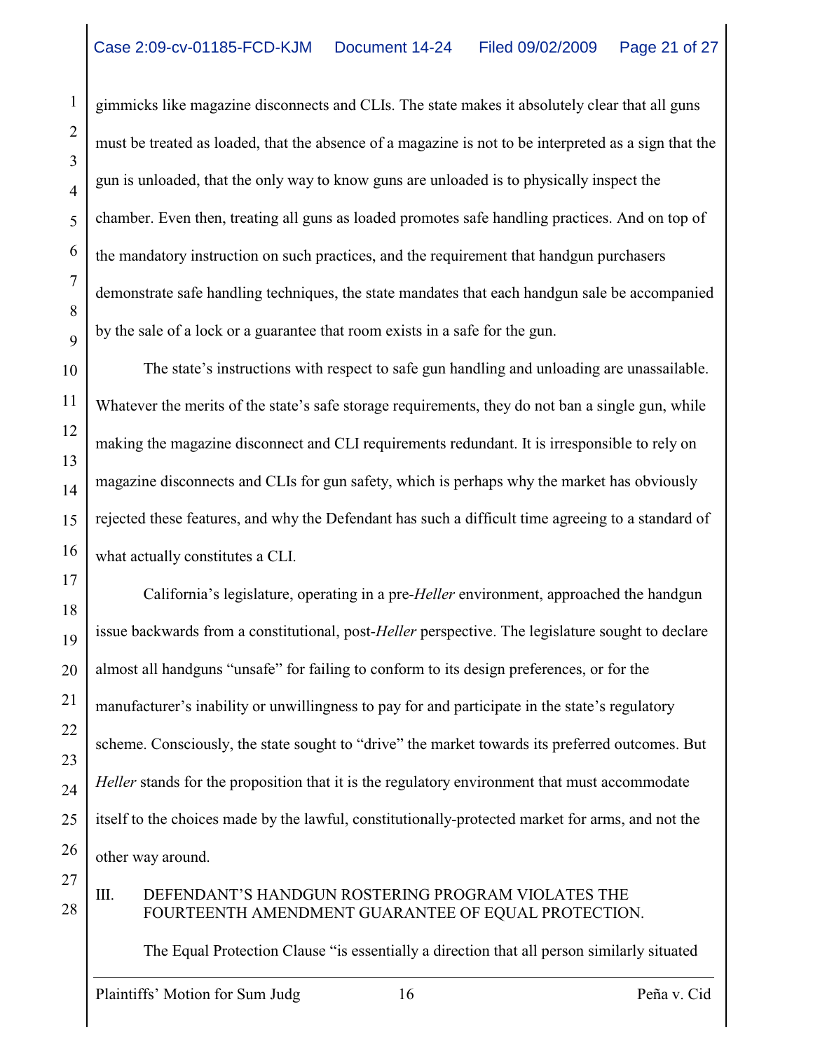gimmicks like magazine disconnects and CLIs. The state makes it absolutely clear that all guns must be treated as loaded, that the absence of a magazine is not to be interpreted as a sign that the gun is unloaded, that the only way to know guns are unloaded is to physically inspect the chamber. Even then, treating all guns as loaded promotes safe handling practices. And on top of the mandatory instruction on such practices, and the requirement that handgun purchasers demonstrate safe handling techniques, the state mandates that each handgun sale be accompanied by the sale of a lock or a guarantee that room exists in a safe for the gun.

The state's instructions with respect to safe gun handling and unloading are unassailable. Whatever the merits of the state's safe storage requirements, they do not ban a single gun, while making the magazine disconnect and CLI requirements redundant. It is irresponsible to rely on magazine disconnects and CLIs for gun safety, which is perhaps why the market has obviously rejected these features, and why the Defendant has such a difficult time agreeing to a standard of what actually constitutes a CLI.

California's legislature, operating in a pre-*Heller* environment, approached the handgun issue backwards from a constitutional, post-*Heller* perspective. The legislature sought to declare almost all handguns "unsafe" for failing to conform to its design preferences, or for the manufacturer's inability or unwillingness to pay for and participate in the state's regulatory scheme. Consciously, the state sought to "drive" the market towards its preferred outcomes. But *Heller* stands for the proposition that it is the regulatory environment that must accommodate itself to the choices made by the lawful, constitutionally-protected market for arms, and not the other way around.

## III. DEFENDANT'S HANDGUN ROSTERING PROGRAM VIOLATES THE FOURTEENTH AMENDMENT GUARANTEE OF EQUAL PROTECTION.

The Equal Protection Clause "is essentially a direction that all person similarly situated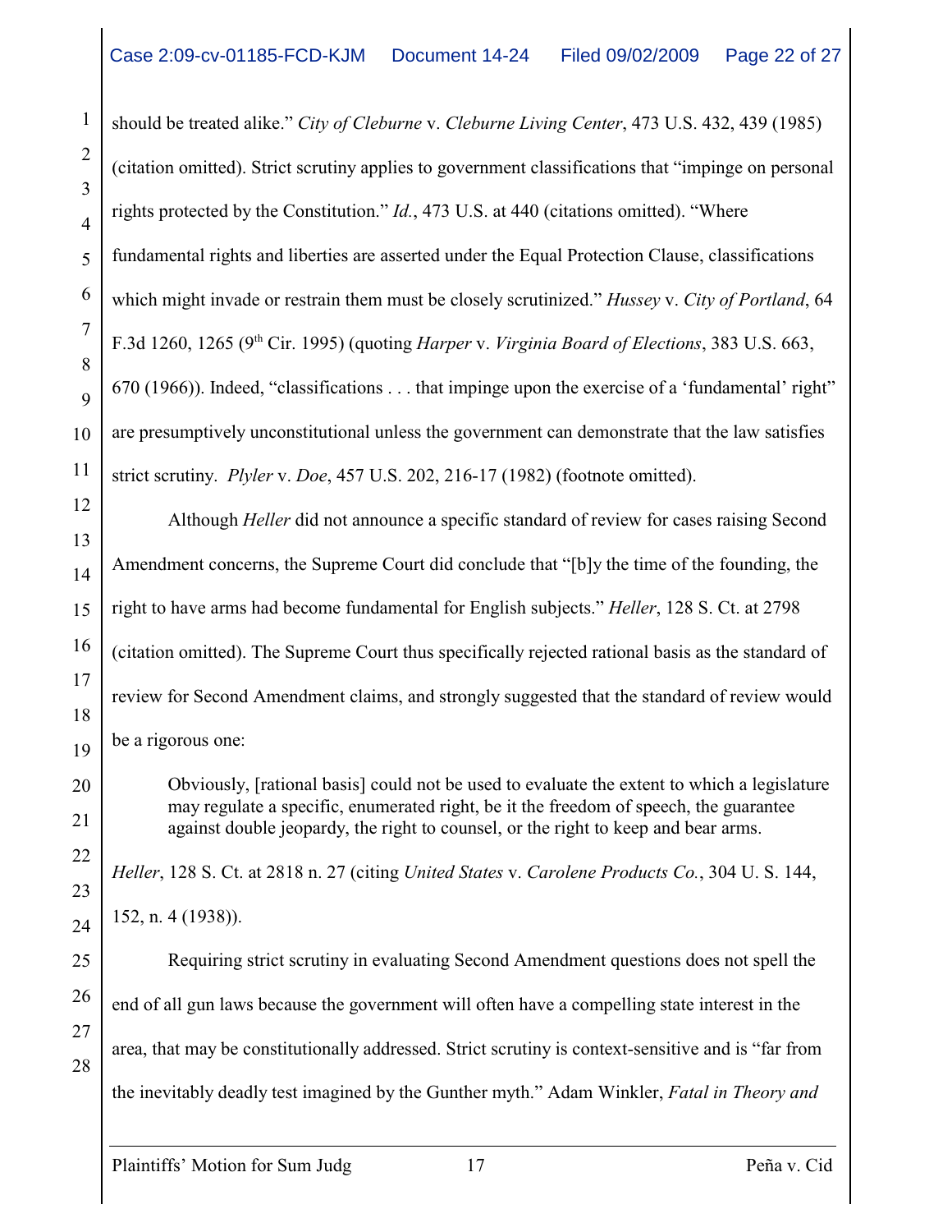should be treated alike." *City of Cleburne* v. *Cleburne Living Center*, 473 U.S. 432, 439 (1985) (citation omitted). Strict scrutiny applies to government classifications that "impinge on personal rights protected by the Constitution." *Id.*, 473 U.S. at 440 (citations omitted). "Where fundamental rights and liberties are asserted under the Equal Protection Clause, classifications which might invade or restrain them must be closely scrutinized." *Hussey* v. *City of Portland*, 64 F.3d 1260, 1265 (9th Cir. 1995) (quoting *Harper* v. *Virginia Board of Elections*, 383 U.S. 663, 670 (1966)). Indeed, "classifications . . . that impinge upon the exercise of a 'fundamental' right" are presumptively unconstitutional unless the government can demonstrate that the law satisfies strict scrutiny. *Plyler* v. *Doe*, 457 U.S. 202, 216-17 (1982) (footnote omitted).

Although *Heller* did not announce a specific standard of review for cases raising Second Amendment concerns, the Supreme Court did conclude that "[b]y the time of the founding, the right to have arms had become fundamental for English subjects." *Heller*, 128 S. Ct. at 2798 (citation omitted). The Supreme Court thus specifically rejected rational basis as the standard of review for Second Amendment claims, and strongly suggested that the standard of review would be a rigorous one:

> Obviously, [rational basis] could not be used to evaluate the extent to which a legislature may regulate a specific, enumerated right, be it the freedom of speech, the guarantee against double jeopardy, the right to counsel, or the right to keep and bear arms.

*Heller*, 128 S. Ct. at 2818 n. 27 (citing *United States* v. *Carolene Products Co.*, 304 U. S. 144, 152, n. 4 (1938)).

Requiring strict scrutiny in evaluating Second Amendment questions does not spell the end of all gun laws because the government will often have a compelling state interest in the area, that may be constitutionally addressed. Strict scrutiny is context-sensitive and is "far from the inevitably deadly test imagined by the Gunther myth." Adam Winkler, *Fatal in Theory and*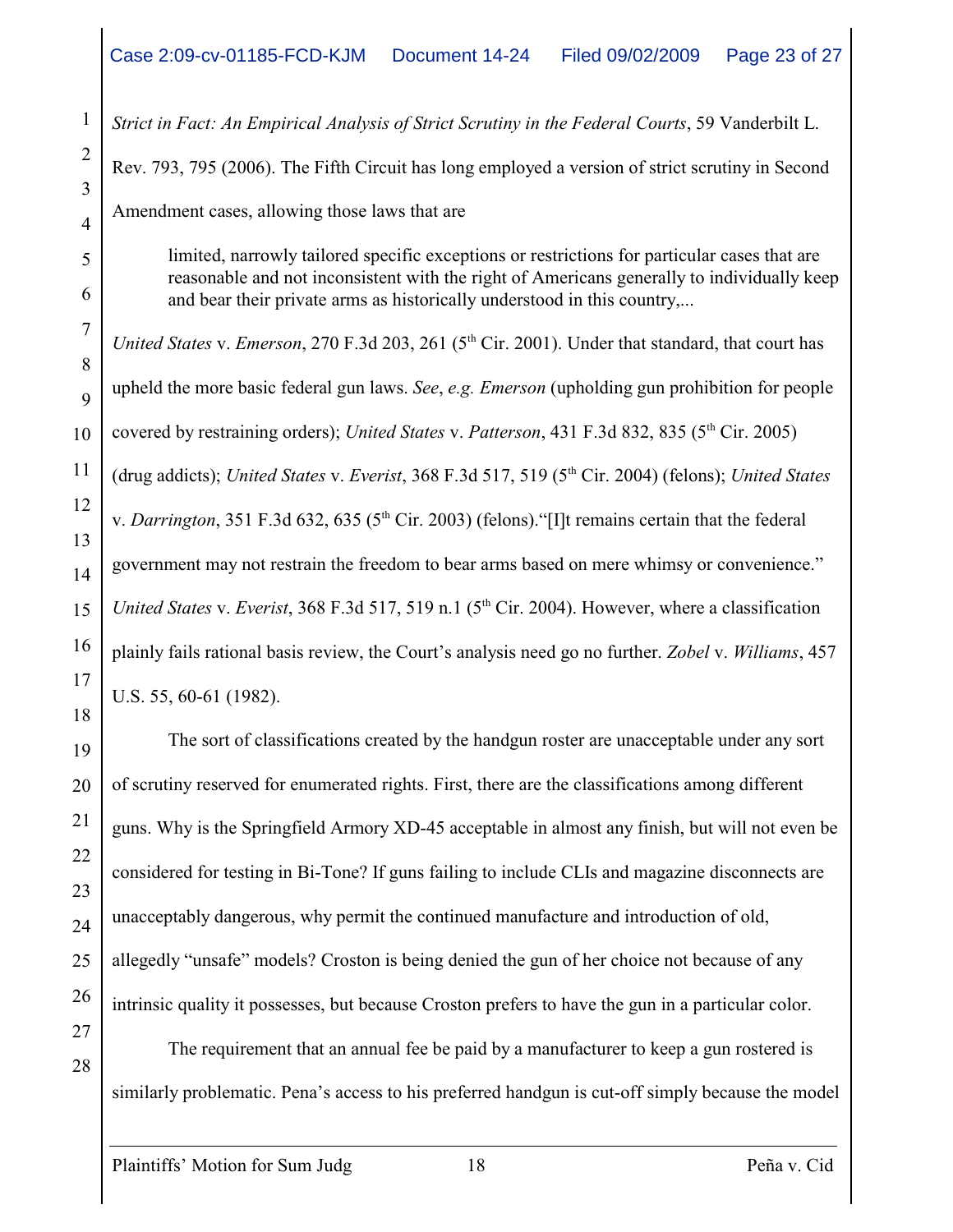*Strict in Fact: An Empirical Analysis of Strict Scrutiny in the Federal Courts*, 59 Vanderbilt L. Rev. 793, 795 (2006). The Fifth Circuit has long employed a version of strict scrutiny in Second Amendment cases, allowing those laws that are

> limited, narrowly tailored specific exceptions or restrictions for particular cases that are reasonable and not inconsistent with the right of Americans generally to individually keep and bear their private arms as historically understood in this country,...

*United States* v. *Emerson*, 270 F.3d 203, 261 (5th Cir. 2001). Under that standard, that court has upheld the more basic federal gun laws. *See*, *e.g. Emerson* (upholding gun prohibition for people covered by restraining orders); *United States* v. *Patterson*, 431 F.3d 832, 835 (5th Cir. 2005) (drug addicts); *United States* v. *Everist*, 368 F.3d 517, 519 (5th Cir. 2004) (felons); *United States* v. *Darrington*, 351 F.3d 632, 635 (5th Cir. 2003) (felons).“[I]t remains certain that the federal government may not restrain the freedom to bear arms based on mere whimsy or convenience.” *United States* v. *Everist*, 368 F.3d 517, 519 n.1 (5th Cir. 2004). However, where a classification plainly fails rational basis review, the Court’s analysis need go no further. *Zobel* v. *Williams*, 457 U.S. 55, 60-61 (1982).

The sort of classifications created by the handgun roster are unacceptable under any sort of scrutiny reserved for enumerated rights. First, there are the classifications among different guns. Why is the Springfield Armory XD-45 acceptable in almost any finish, but will not even be considered for testing in Bi-Tone? If guns failing to include CLIs and magazine disconnects are unacceptably dangerous, why permit the continued manufacture and introduction of old, allegedly “unsafe” models? Croston is being denied the gun of her choice not because of any intrinsic quality it possesses, but because Croston prefers to have the gun in a particular color.

The requirement that an annual fee be paid by a manufacturer to keep a gun rostered is similarly problematic. Pena’s access to his preferred handgun is cut-off simply because the model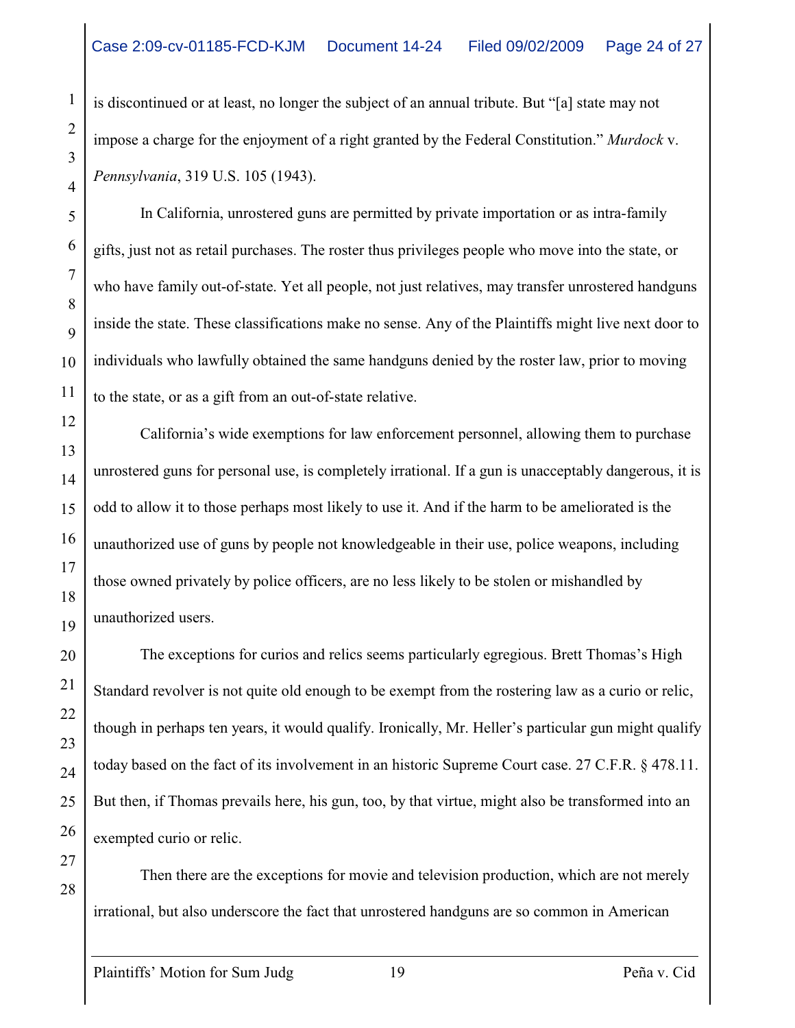is discontinued or at least, no longer the subject of an annual tribute. But "[a] state may not impose a charge for the enjoyment of a right granted by the Federal Constitution." *Murdock* v. *Pennsylvania*, 319 U.S. 105 (1943).

In California, unrostered guns are permitted by private importation or as intra-family gifts, just not as retail purchases. The roster thus privileges people who move into the state, or who have family out-of-state. Yet all people, not just relatives, may transfer unrostered handguns inside the state. These classifications make no sense. Any of the Plaintiffs might live next door to individuals who lawfully obtained the same handguns denied by the roster law, prior to moving to the state, or as a gift from an out-of-state relative.

California's wide exemptions for law enforcement personnel, allowing them to purchase unrostered guns for personal use, is completely irrational. If a gun is unacceptably dangerous, it is odd to allow it to those perhaps most likely to use it. And if the harm to be ameliorated is the unauthorized use of guns by people not knowledgeable in their use, police weapons, including those owned privately by police officers, are no less likely to be stolen or mishandled by unauthorized users.

The exceptions for curios and relics seems particularly egregious. Brett Thomas's High Standard revolver is not quite old enough to be exempt from the rostering law as a curio or relic, though in perhaps ten years, it would qualify. Ironically, Mr. Heller's particular gun might qualify today based on the fact of its involvement in an historic Supreme Court case. 27 C.F.R. § 478.11. But then, if Thomas prevails here, his gun, too, by that virtue, might also be transformed into an exempted curio or relic.

Then there are the exceptions for movie and television production, which are not merely irrational, but also underscore the fact that unrostered handguns are so common in American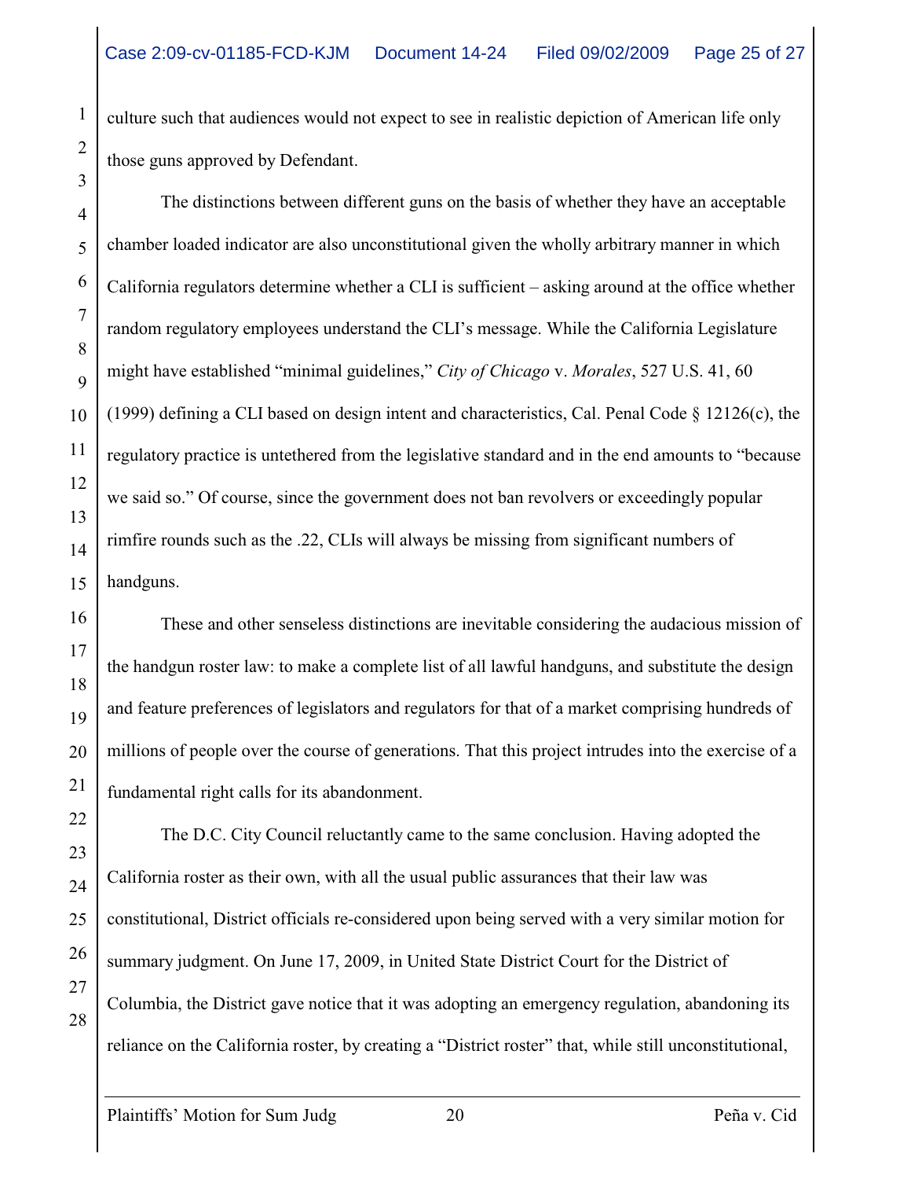culture such that audiences would not expect to see in realistic depiction of American life only those guns approved by Defendant.

The distinctions between different guns on the basis of whether they have an acceptable chamber loaded indicator are also unconstitutional given the wholly arbitrary manner in which California regulators determine whether a CLI is sufficient – asking around at the office whether random regulatory employees understand the CLI's message. While the California Legislature might have established "minimal guidelines," *City of Chicago* v. *Morales*, 527 U.S. 41, 60 (1999) defining a CLI based on design intent and characteristics, Cal. Penal Code § 12126(c), the regulatory practice is untethered from the legislative standard and in the end amounts to "because we said so." Of course, since the government does not ban revolvers or exceedingly popular rimfire rounds such as the .22, CLIs will always be missing from significant numbers of handguns.

These and other senseless distinctions are inevitable considering the audacious mission of the handgun roster law: to make a complete list of all lawful handguns, and substitute the design and feature preferences of legislators and regulators for that of a market comprising hundreds of millions of people over the course of generations. That this project intrudes into the exercise of a fundamental right calls for its abandonment.

The D.C. City Council reluctantly came to the same conclusion. Having adopted the California roster as their own, with all the usual public assurances that their law was constitutional, District officials re-considered upon being served with a very similar motion for summary judgment. On June 17, 2009, in United State District Court for the District of Columbia, the District gave notice that it was adopting an emergency regulation, abandoning its reliance on the California roster, by creating a "District roster" that, while still unconstitutional,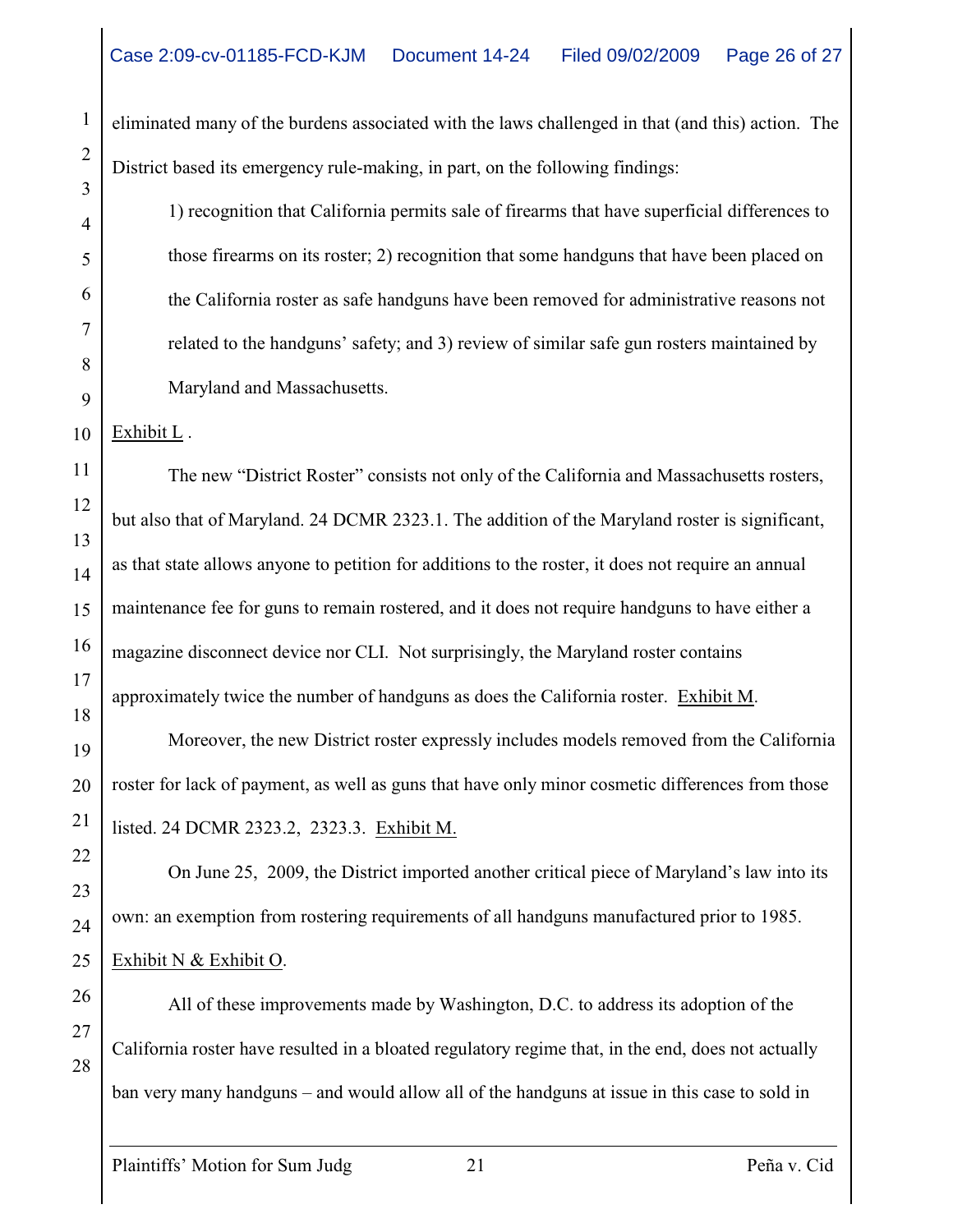eliminated many of the burdens associated with the laws challenged in that (and this) action. The District based its emergency rule-making, in part, on the following findings:

> 1) recognition that California permits sale of firearms that have superficial differences to those firearms on its roster; 2) recognition that some handguns that have been placed on the California roster as safe handguns have been removed for administrative reasons not related to the handguns' safety; and 3) review of similar safe gun rosters maintained by Maryland and Massachusetts.

Exhibit L .

The new "District Roster" consists not only of the California and Massachusetts rosters, but also that of Maryland. 24 DCMR 2323.1. The addition of the Maryland roster is significant, as that state allows anyone to petition for additions to the roster, it does not require an annual maintenance fee for guns to remain rostered, and it does not require handguns to have either a magazine disconnect device nor CLI. Not surprisingly, the Maryland roster contains approximately twice the number of handguns as does the California roster. Exhibit M.

Moreover, the new District roster expressly includes models removed from the California roster for lack of payment, as well as guns that have only minor cosmetic differences from those listed. 24 DCMR 2323.2, 2323.3. Exhibit M.

On June 25, 2009, the District imported another critical piece of Maryland's law into its own: an exemption from rostering requirements of all handguns manufactured prior to 1985. Exhibit N & Exhibit O.

All of these improvements made by Washington, D.C. to address its adoption of the California roster have resulted in a bloated regulatory regime that, in the end, does not actually ban very many handguns – and would allow all of the handguns at issue in this case to sold in

Plaintiffs' Motion for Sum Judg 21 Peña v. Cid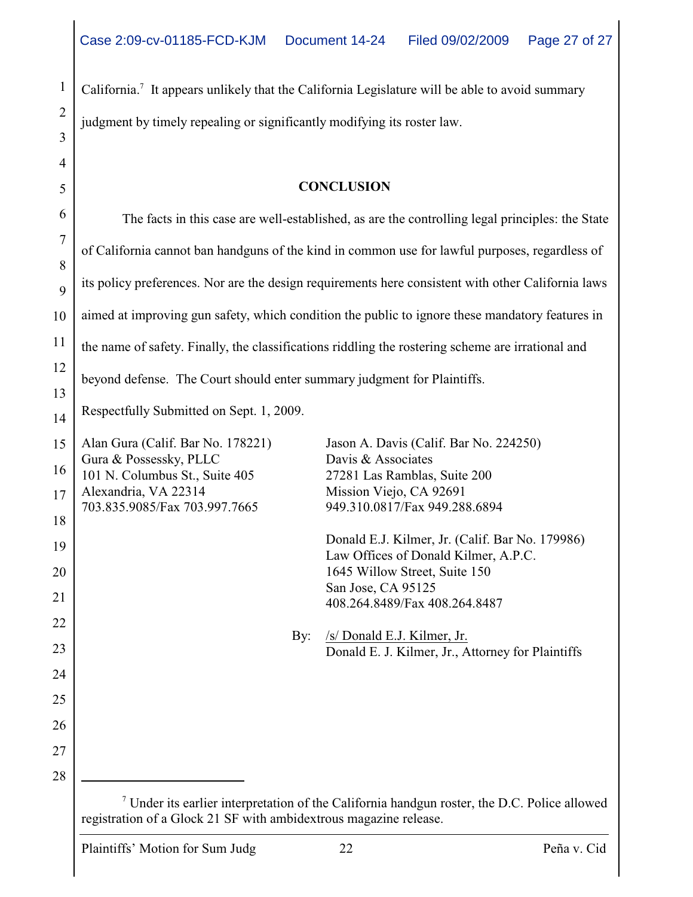California.[7] It appears unlikely that the California Legislature will be able to avoid summary judgment by timely repealing or significantly modifying its roster law.

## CONCLUSION

The facts in this case are well-established, as are the controlling legal principles: the State of California cannot ban handguns of the kind in common use for lawful purposes, regardless of its policy preferences. Nor are the design requirements here consistent with other California laws aimed at improving gun safety, which condition the public to ignore these mandatory features in the name of safety. Finally, the classifications riddling the rostering scheme are irrational and beyond defense. The Court should enter summary judgment for Plaintiffs.

Respectfully Submitted on Sept. 1, 2009.

Alan Gura (Calif. Bar No. 178221)
Gura & Possessky, PLLC
101 N. Columbus St., Suite 405
Alexandria, VA 22314
703.835.9085/Fax 703.997.7665

Jason A. Davis (Calif. Bar No. 224250)
Davis & Associates
27281 Las Ramblas, Suite 200
Mission Viejo, CA 92691
949.310.0817/Fax 949.288.6894

Donald E.J. Kilmer, Jr. (Calif. Bar No. 179986)
Law Offices of Donald Kilmer, A.P.C.
1645 Willow Street, Suite 150
San Jose, CA 95125
408.264.8489/Fax 408.264.8487

By: /s/ Donald E.J. Kilmer, Jr.
Donald E. J. Kilmer, Jr., Attorney for Plaintiffs

---

[7] Under its earlier interpretation of the California handgun roster, the D.C. Police allowed registration of a Glock 21 SF with ambidextrous magazine release.